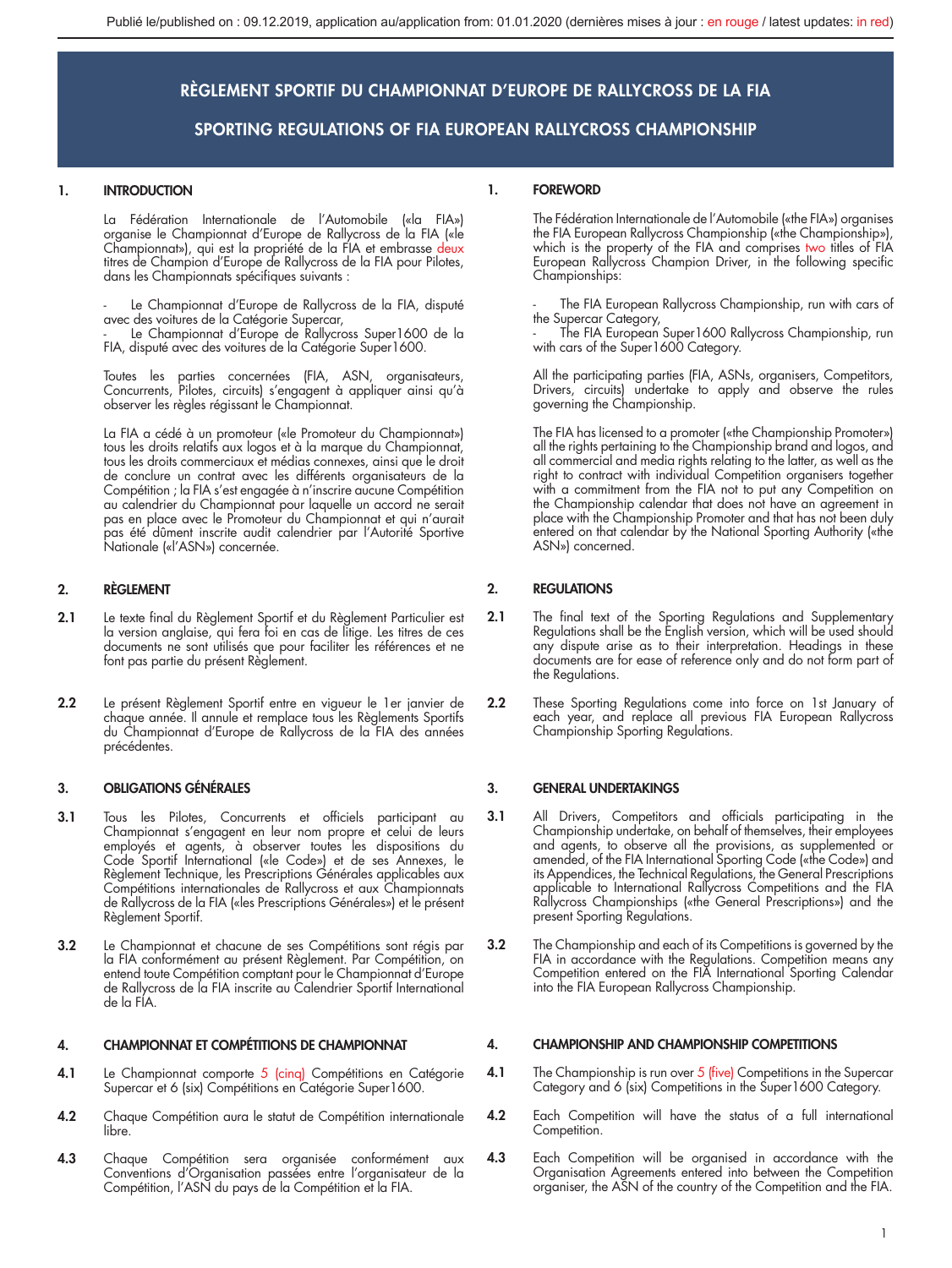Publié le/published on : 09.12.2019, application au/application from: 01.01.2020 (dernières mises à jour : en rouge / latest updates: in red)

# RÈGLEMENT SPORTIF DU CHAMPIONNAT D'EUROPE DE RALLYCROSS DE LA FIA

# SPORTING REGULATIONS OF FIA EUROPEAN RALLYCROSS CHAMPIONSHIP

## 1. INTRODUCTION

La Fédération Internationale de l'Automobile («la FIA») organise le Championnat d'Europe de Rallycross de la FIA («le Championnat»), qui est la propriété de la FIA et embrasse deux titres de Champion d'Europe de Rallycross de la FIA pour Pilotes, dans les Championnats spécifiques suivants :

- Le Championnat d'Europe de Rallycross de la FIA, disputé avec des voitures de la Catégorie Supercar,
- Le Championnat d'Europe de Rallycross Super1600 de la FIA, disputé avec des voitures de la Catégorie Super1600.

Toutes les parties concernées (FIA, ASN, organisateurs, Concurrents, Pilotes, circuits) s'engagent à appliquer ainsi qu'à observer les règles régissant le Championnat.

La FIA a cédé à un promoteur («le Promoteur du Championnat») tous les droits relatifs aux logos et à la marque du Championnat, tous les droits commerciaux et médias connexes, ainsi que le droit de conclure un contrat avec les différents organisateurs de la Compétition ; la FIA s'est engagée à n'inscrire aucune Compétition au calendrier du Championnat pour laquelle un accord ne serait pas en place avec le Promoteur du Championnat et qui n'aurait pas été dûment inscrite audit calendrier par l'Autorité Sportive Nationale («l'ASN») concernée.

## 1. FOREWORD

The Fédération Internationale de l'Automobile («the FIA») organises the FIA European Rallycross Championship («the Championship»), which is the property of the FIA and comprises two titles of FIA European Rallycross Champion Driver, in the following specific Championships:

- The FIA European Rallycross Championship, run with cars of the Supercar Category,
- The FIA European Super1600 Rallycross Championship, run with cars of the Super1600 Category.

All the participating parties (FIA, ASNs, organisers, Competitors, Drivers, circuits) undertake to apply and observe the rules governing the Championship.

The FIA has licensed to a promoter («the Championship Promoter») all the rights pertaining to the Championship brand and logos, and all commercial and media rights relating to the latter, as well as the right to contract with individual Competition organisers together with a commitment from the FIA not to put any Competition on the Championship calendar that does not have an agreement in place with the Championship Promoter and that has not been duly entered on that calendar by the National Sporting Authority («the ASN») concerned.

## 2. RÈGLEMENT

**2.1** Le texte final du Règlement Sportif et du Règlement Particulier est la version anglaise, qui fera foi en cas de litige. Les titres de ces documents ne sont utilisés que pour faciliter les références et ne font pas partie du présent Règlement.

**2.2** Le présent Règlement Sportif entre en vigueur le 1er janvier de chaque année. Il annule et remplace tous les Règlements Sportifs du Championnat d'Europe de Rallycross de la FIA des années précédentes.

## 2. REGULATIONS

**2.1** The final text of the Sporting Regulations and Supplementary Regulations shall be the English version, which will be used should any dispute arise as to their interpretation. Headings in these documents are for ease of reference only and do not form part of the Regulations.

**2.2** These Sporting Regulations come into force on 1st January of each year, and replace all previous FIA European Rallycross Championship Sporting Regulations.

## 3. OBLIGATIONS GÉNÉRALES

**3.1** Tous les Pilotes, Concurrents et officiels participant au Championnat s'engagent en leur nom propre et celui de leurs employés et agents, à observer toutes les dispositions du Code Sportif International («le Code») et de ses Annexes, le Règlement Technique, les Prescriptions Générales applicables aux Compétitions internationales de Rallycross et aux Championnats de Rallycross de la FIA («les Prescriptions Générales») et le présent Règlement Sportif.

**3.2** Le Championnat et chacune de ses Compétitions sont régis par la FIA conformément au présent Règlement. Par Compétition, on entend toute Compétition comptant pour le Championnat d'Europe de Rallycross de la FIA inscrite au Calendrier Sportif International de la FIA.

## 3. GENERAL UNDERTAKINGS

**3.1** All Drivers, Competitors and officials participating in the Championship undertake, on behalf of themselves, their employees and agents, to observe all the provisions, as supplemented or amended, of the FIA International Sporting Code («the Code») and its Appendices, the Technical Regulations, the General Prescriptions applicable to International Rallycross Competitions and the FIA Rallycross Championships («the General Prescriptions») and the present Sporting Regulations.

**3.2** The Championship and each of its Competitions is governed by the FIA in accordance with the Regulations. Competition means any Competition entered on the FIA International Sporting Calendar into the FIA European Rallycross Championship.

## 4. CHAMPIONNAT ET COMPÉTITIONS DE CHAMPIONNAT

**4.1** Le Championnat comporte 5 (cinq) Compétitions en Catégorie Supercar et 6 (six) Compétitions en Catégorie Super1600.

**4.2** Chaque Compétition aura le statut de Compétition internationale libre.

**4.3** Chaque Compétition sera organisée conformément aux Conventions d'Organisation passées entre l'organisateur de la Compétition, l'ASN du pays de la Compétition et la FIA.

## 4. CHAMPIONSHIP AND CHAMPIONSHIP COMPETITIONS

**4.1** The Championship is run over 5 (five) Competitions in the Supercar Category and 6 (six) Competitions in the Super1600 Category.

**4.2** Each Competition will have the status of a full international Competition.

**4.3** Each Competition will be organised in accordance with the Organisation Agreements entered into between the Competition organiser, the ASN of the country of the Competition and the FIA.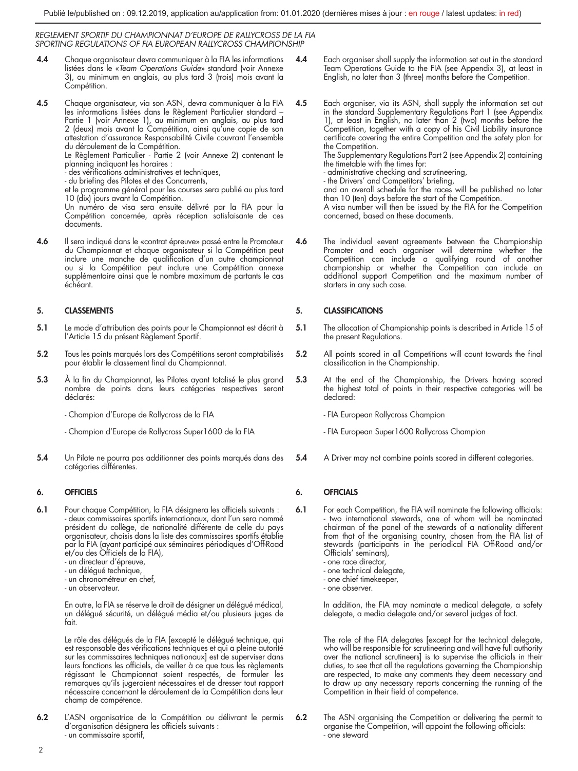4.4 Chaque organisateur devra communiquer à la FIA les informations listées dans le «*Team Operations Guide*» standard (voir Annexe 3), au minimum en anglais, au plus tard 3 (trois) mois avant la Compétition.

4.4 Each organiser shall supply the information set out in the standard Team Operations Guide to the FIA (see Appendix 3), at least in English, no later than 3 (three) months before the Competition.

4.5 Chaque organisateur, via son ASN, devra communiquer à la FIA les informations listées dans le Règlement Particulier standard – Partie 1 (voir Annexe 1), au minimum en anglais, au plus tard 2 (deux) mois avant la Compétition, ainsi qu'une copie de son attestation d'assurance Responsabilité Civile couvrant l'ensemble du déroulement de la Compétition.
Le Règlement Particulier - Partie 2 (voir Annexe 2) contenant le planning indiquant les horaires :
- des vérifications administratives et techniques,
- du briefing des Pilotes et des Concurrents,
et le programme général pour les courses sera publié au plus tard 10 (dix) jours avant la Compétition.
Un numéro de visa sera ensuite délivré par la FIA pour la Compétition concernée, après réception satisfaisante de ces documents.

4.5 Each organiser, via its ASN, shall supply the information set out in the standard Supplementary Regulations Part 1 (see Appendix 1), at least in English, no later than 2 (two) months before the Competition, together with a copy of his Civil Liability insurance certificate covering the entire Competition and the safety plan for the Competition.
The Supplementary Regulations Part 2 (see Appendix 2) containing the timetable with the times for:
- administrative checking and scrutineering,
- the Drivers' and Competitors' briefing,
and an overall schedule for the races will be published no later than 10 (ten) days before the start of the Competition.
A visa number will then be issued by the FIA for the Competition concerned, based on these documents.

4.6 Il sera indiqué dans le «contrat épreuve» passé entre le Promoteur du Championnat et chaque organisateur si la Compétition peut inclure une manche de qualification d'un autre championnat ou si la Compétition peut inclure une Compétition annexe supplémentaire ainsi que le nombre maximum de partants le cas échéant.

4.6 The individual «event agreement» between the Championship Promoter and each organiser will determine whether the Competition can include a qualifying round of another championship or whether the Competition can include an additional support Competition and the maximum number of starters in any such case.

## 5. CLASSEMENTS

## 5. CLASSIFICATIONS

5.1 Le mode d'attribution des points pour le Championnat est décrit à l'Article 15 du présent Règlement Sportif.

5.1 The allocation of Championship points is described in Article 15 of the present Regulations.

5.2 Tous les points marqués lors des Compétitions seront comptabilisés pour établir le classement final du Championnat.

5.2 All points scored in all Competitions will count towards the final classification in the Championship.

5.3 À la fin du Championnat, les Pilotes ayant totalisé le plus grand nombre de points dans leurs catégories respectives seront déclarés:

- Champion d'Europe de Rallycross de la FIA

- Champion d'Europe de Rallycross Super1600 de la FIA

5.3 At the end of the Championship, the Drivers having scored the highest total of points in their respective categories will be declared:

- FIA European Rallycross Champion

- FIA European Super1600 Rallycross Champion

5.4 Un Pilote ne pourra pas additionner des points marqués dans des catégories différentes.

5.4 A Driver may not combine points scored in different categories.

## 6. OFFICIELS

## 6. OFFICIALS

6.1 Pour chaque Compétition, la FIA désignera les officiels suivants :
- deux commissaires sportifs internationaux, dont l'un sera nommé président du collège, de nationalité différente de celle du pays organisateur, choisis dans la liste des commissaires sportifs établie par la FIA (ayant participé aux séminaires périodiques d'Off-Road et/ou des Officiels de la FIA),
- un directeur d'épreuve,
- un délégué technique,
- un chronométreur en chef,
- un observateur.

En outre, la FIA se réserve le droit de désigner un délégué médical, un délégué sécurité, un délégué média et/ou plusieurs juges de fait.

Le rôle des délégués de la FIA [excepté le délégué technique, qui est responsable des vérifications techniques et qui a pleine autorité sur les commissaires techniques nationaux] est de superviser dans leurs fonctions les officiels, de veiller à ce que tous les règlements régissant le Championnat soient respectés, de formuler les remarques qu'ils jugeraient nécessaires et de dresser tout rapport nécessaire concernant le déroulement de la Compétition dans leur champ de compétence.

6.1 For each Competition, the FIA will nominate the following officials:
- two international stewards, one of whom will be nominated chairman of the panel of the stewards of a nationality different from that of the organising country, chosen from the FIA list of stewards (participants in the periodical FIA Off-Road and/or Officials' seminars),
- one race director,
- one technical delegate,
- one chief timekeeper,
- one observer.

In addition, the FIA may nominate a medical delegate, a safety delegate, a media delegate and/or several judges of fact.

The role of the FIA delegates [except for the technical delegate, who will be responsible for scrutineering and will have full authority over the national scrutineers] is to supervise the officials in their duties, to see that all the regulations governing the Championship are respected, to make any comments they deem necessary and to draw up any necessary reports concerning the running of the Competition in their field of competence.

6.2 L'ASN organisatrice de la Compétition ou délivrant le permis d'organisation désignera les officiels suivants :
- un commissaire sportif,

6.2 The ASN organising the Competition or delivering the permit to organise the Competition, will appoint the following officials:
- one steward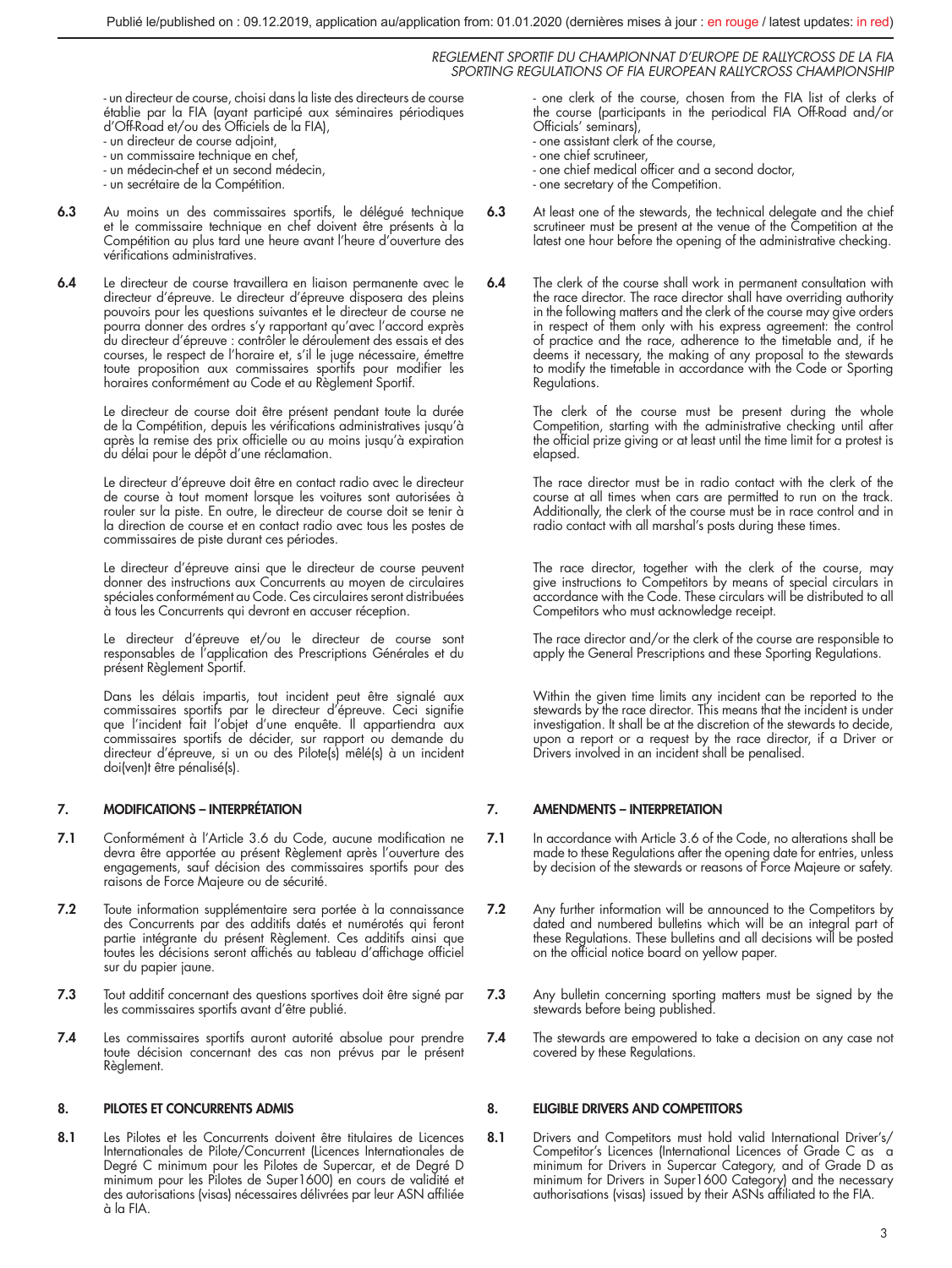- un directeur de course, choisi dans la liste des directeurs de course établie par la FIA (ayant participé aux séminaires périodiques d'Off-Road et/ou des Officiels de la FIA),
- un directeur de course adjoint,
- un commissaire technique en chef,
- un médecin-chef et un second médecin,
- un secrétaire de la Compétition.

**6.3** Au moins un des commissaires sportifs, le délégué technique et le commissaire technique en chef doivent être présents à la Compétition au plus tard une heure avant l'heure d'ouverture des vérifications administratives.

**6.4** Le directeur de course travaillera en liaison permanente avec le directeur d'épreuve. Le directeur d'épreuve disposera des pleins pouvoirs pour les questions suivantes et le directeur de course ne pourra donner des ordres s'y rapportant qu'avec l'accord exprès du directeur d'épreuve : contrôler le déroulement des essais et des courses, le respect de l'horaire et, s'il le juge nécessaire, émettre toute proposition aux commissaires sportifs pour modifier les horaires conformément au Code et au Règlement Sportif.

Le directeur de course doit être présent pendant toute la durée de la Compétition, depuis les vérifications administratives jusqu'à après la remise des prix officielle ou au moins jusqu'à expiration du délai pour le dépôt d'une réclamation.

Le directeur d'épreuve doit être en contact radio avec le directeur de course à tout moment lorsque les voitures sont autorisées à rouler sur la piste. En outre, le directeur de course doit se tenir à la direction de course et en contact radio avec tous les postes de commissaires de piste durant ces périodes.

Le directeur d'épreuve ainsi que le directeur de course peuvent donner des instructions aux Concurrents au moyen de circulaires spéciales conformément au Code. Ces circulaires seront distribuées à tous les Concurrents qui devront en accuser réception.

Le directeur d'épreuve et/ou le directeur de course sont responsables de l'application des Prescriptions Générales et du présent Règlement Sportif.

Dans les délais impartis, tout incident peut être signalé aux commissaires sportifs par le directeur d'épreuve. Ceci signifie que l'incident fait l'objet d'une enquête. Il appartiendra aux commissaires sportifs de décider, sur rapport ou demande du directeur d'épreuve, si un ou des Pilote(s) mêlé(s) à un incident doi(ven)t être pénalisé(s).

## 7. MODIFICATIONS – INTERPRÉTATION

**7.1** Conformément à l'Article 3.6 du Code, aucune modification ne devra être apportée au présent Règlement après l'ouverture des engagements, sauf décision des commissaires sportifs pour des raisons de Force Majeure ou de sécurité.

**7.2** Toute information supplémentaire sera portée à la connaissance des Concurrents par des additifs datés et numérotés qui feront partie intégrante du présent Règlement. Ces additifs ainsi que toutes les décisions seront affichés au tableau d'affichage officiel sur du papier jaune.

**7.3** Tout additif concernant des questions sportives doit être signé par les commissaires sportifs avant d'être publié.

**7.4** Les commissaires sportifs auront autorité absolue pour prendre toute décision concernant des cas non prévus par le présent Règlement.

## 8. PILOTES ET CONCURRENTS ADMIS

**8.1** Les Pilotes et les Concurrents doivent être titulaires de Licences Internationales de Pilote/Concurrent (Licences Internationales de Degré C minimum pour les Pilotes de Supercar, et de Degré D minimum pour les Pilotes de Super1600) en cours de validité et des autorisations (visas) nécessaires délivrées par leur ASN affiliée à la FIA.

- one clerk of the course, chosen from the FIA list of clerks of the course (participants in the periodical FIA Off-Road and/or Officials' seminars),
- one assistant clerk of the course,
- one chief scrutineer,
- one chief medical officer and a second doctor,
- one secretary of the Competition.

**6.3** At least one of the stewards, the technical delegate and the chief scrutineer must be present at the venue of the Competition at the latest one hour before the opening of the administrative checking.

**6.4** The clerk of the course shall work in permanent consultation with the race director. The race director shall have overriding authority in the following matters and the clerk of the course may give orders in respect of them only with his express agreement: the control of practice and the race, adherence to the timetable and, if he deems it necessary, the making of any proposal to the stewards to modify the timetable in accordance with the Code or Sporting Regulations.

The clerk of the course must be present during the whole Competition, starting with the administrative checking until after the official prize giving or at least until the time limit for a protest is elapsed.

The race director must be in radio contact with the clerk of the course at all times when cars are permitted to run on the track. Additionally, the clerk of the course must be in race control and in radio contact with all marshal's posts during these times.

The race director, together with the clerk of the course, may give instructions to Competitors by means of special circulars in accordance with the Code. These circulars will be distributed to all Competitors who must acknowledge receipt.

The race director and/or the clerk of the course are responsible to apply the General Prescriptions and these Sporting Regulations.

Within the given time limits any incident can be reported to the stewards by the race director. This means that the incident is under investigation. It shall be at the discretion of the stewards to decide, upon a report or a request by the race director, if a Driver or Drivers involved in an incident shall be penalised.

## 7. AMENDMENTS – INTERPRETATION

**7.1** In accordance with Article 3.6 of the Code, no alterations shall be made to these Regulations after the opening date for entries, unless by decision of the stewards or reasons of Force Majeure or safety.

**7.2** Any further information will be announced to the Competitors by dated and numbered bulletins which will be an integral part of these Regulations. These bulletins and all decisions will be posted on the official notice board on yellow paper.

**7.3** Any bulletin concerning sporting matters must be signed by the stewards before being published.

**7.4** The stewards are empowered to take a decision on any case not covered by these Regulations.

## 8. ELIGIBLE DRIVERS AND COMPETITORS

**8.1** Drivers and Competitors must hold valid International Driver's/Competitor's Licences (International Licences of Grade C as a minimum for Drivers in Supercar Category, and of Grade D as minimum for Drivers in Super1600 Category) and the necessary authorisations (visas) issued by their ASNs affiliated to the FIA.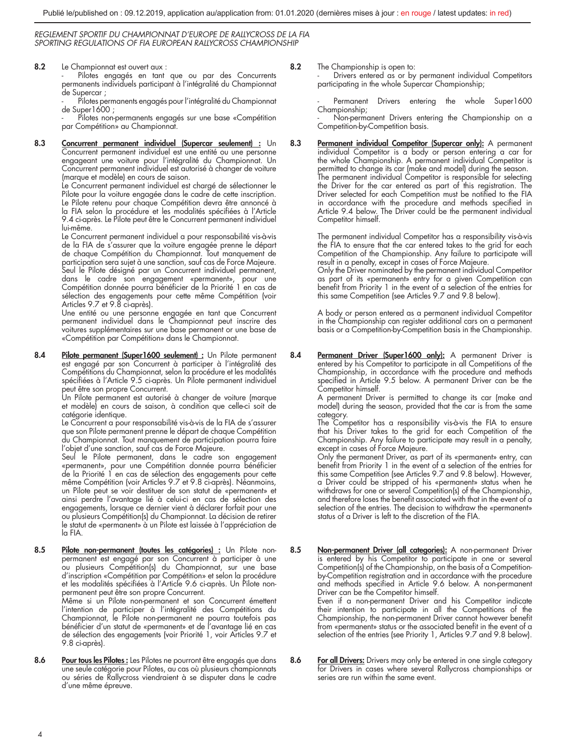*REGLEMENT SPORTIF DU CHAMPIONNAT D'EUROPE DE RALLYCROSS DE LA FIA*
*SPORTING REGULATIONS OF FIA EUROPEAN RALLYCROSS CHAMPIONSHIP*

**8.2** Le Championnat est ouvert aux :

- Pilotes engagés en tant que ou par des Concurrents permanents individuels participant à l'intégralité du Championnat de Supercar ;
- Pilotes permanents engagés pour l'intégralité du Championnat de Super1600 ;
- Pilotes non-permanents engagés sur une base «Compétition par Compétition» au Championnat.

**8.3** **Concurrent permanent individuel (Supercar seulement) :** Un Concurrent permanent individuel est une entité ou une personne engageant une voiture pour l'intégralité du Championnat. Un Concurrent permanent individuel est autorisé à changer de voiture (marque et modèle) en cours de saison.

Le Concurrent permanent individuel est chargé de sélectionner le Pilote pour la voiture engagée dans le cadre de cette inscription. Le Pilote retenu pour chaque Compétition devra être annoncé à la FIA selon la procédure et les modalités spécifiées à l'Article 9.4 ci-après. Le Pilote peut être le Concurrent permanent individuel lui-même.

Le Concurrent permanent individuel a pour responsabilité vis-à-vis de la FIA de s'assurer que la voiture engagée prenne le départ de chaque Compétition du Championnat. Tout manquement de participation sera sujet à une sanction, sauf cas de Force Majeure. Seul le Pilote désigné par un Concurrent individuel permanent, dans le cadre son engagement «permanent», pour une Compétition donnée pourra bénéficier de la Priorité 1 en cas de sélection des engagements pour cette même Compétition (voir Articles 9.7 et 9.8 ci-après).

Une entité ou une personne engagée en tant que Concurrent permanent individuel dans le Championnat peut inscrire des voitures supplémentaires sur une base permanent or une base de «Compétition par Compétition» dans le Championnat.

**8.4** **Pilote permanent (Super1600 seulement) :** Un Pilote permanent est engagé par son Concurrent à participer à l'intégralité des Compétitions du Championnat, selon la procédure et les modalités spécifiées à l'Article 9.5 ci-après. Un Pilote permanent individuel peut être son propre Concurrent.

Un Pilote permanent est autorisé à changer de voiture (marque et modèle) en cours de saison, à condition que celle-ci soit de catégorie identique.

Le Concurrent a pour responsabilité vis-à-vis de la FIA de s'assurer que son Pilote permanent prenne le départ de chaque Compétition du Championnat. Tout manquement de participation pourra faire l'objet d'une sanction, sauf cas de Force Majeure.

Seul le Pilote permanent, dans le cadre son engagement «permanent», pour une Compétition donnée pourra bénéficier de la Priorité 1 en cas de sélection des engagements pour cette même Compétition (voir Articles 9.7 et 9.8 ci-après). Néanmoins, un Pilote peut se voir destituer de son statut de «permanent» et ainsi perdre l'avantage lié à celui-ci en cas de sélection des engagements, lorsque ce dernier vient à déclarer forfait pour une ou plusieurs Compétition(s) du Championnat. La décision de retirer le statut de «permanent» à un Pilote est laissée à l'appréciation de la FIA.

**8.5** **Pilote non-permanent (toutes les catégories) :** Un Pilote non-permanent est engagé par son Concurrent à participer à une ou plusieurs Compétition(s) du Championnat, sur une base d'inscription «Compétition par Compétition» et selon la procédure et les modalités spécifiées à l'Article 9.6 ci-après. Un Pilote non-permanent peut être son propre Concurrent.

Même si un Pilote non-permanent et son Concurrent émettent l'intention de participer à l'intégralité des Compétitions du Championnat, le Pilote non-permanent ne pourra toutefois pas bénéficier d'un statut de «permanent» et de l'avantage lié en cas de sélection des engagements (voir Priorité 1, voir Articles 9.7 et 9.8 ci-après).

**8.6** **Pour tous les Pilotes :** Les Pilotes ne pourront être engagés que dans une seule catégorie pour Pilotes, au cas où plusieurs championnats ou séries de Rallycross viendraient à se disputer dans le cadre d'une même épreuve.

**8.2** The Championship is open to:

- Drivers entered as or by permanent individual Competitors participating in the whole Supercar Championship;
- Permanent Drivers entering the whole Super1600 Championship;
- Non-permanent Drivers entering the Championship on a Competition-by-Competition basis.

**8.3** **Permanent individual Competitor (Supercar only):** A permanent individual Competitor is a body or person entering a car for the whole Championship. A permanent individual Competitor is permitted to change its car (make and model) during the season. The permanent individual Competitor is responsible for selecting the Driver for the car entered as part of this registration. The Driver selected for each Competition must be notified to the FIA in accordance with the procedure and methods specified in Article 9.4 below. The Driver could be the permanent individual Competitor himself.

The permanent individual Competitor has a responsibility vis-à-vis the FIA to ensure that the car entered takes to the grid for each Competition of the Championship. Any failure to participate will result in a penalty, except in cases of Force Majeure.

Only the Driver nominated by the permanent individual Competitor as part of its «permanent» entry for a given Competition can benefit from Priority 1 in the event of a selection of the entries for this same Competition (see Articles 9.7 and 9.8 below).

A body or person entered as a permanent individual Competitor in the Championship can register additional cars on a permanent basis or a Competition-by-Competition basis in the Championship.

**8.4** **Permanent Driver (Super1600 only):** A permanent Driver is entered by his Competitor to participate in all Competitions of the Championship, in accordance with the procedure and methods specified in Article 9.5 below. A permanent Driver can be the Competitor himself.

A permanent Driver is permitted to change its car (make and model) during the season, provided that the car is from the same category.

The Competitor has a responsibility vis-à-vis the FIA to ensure that his Driver takes to the grid for each Competition of the Championship. Any failure to participate may result in a penalty, except in cases of Force Majeure.

Only the permanent Driver, as part of its «permanent» entry, can benefit from Priority 1 in the event of a selection of the entries for this same Competition (see Articles 9.7 and 9.8 below). However, a Driver could be stripped of his «permanent» status when he withdraws for one or several Competition(s) of the Championship, and therefore loses the benefit associated with that in the event of a selection of the entries. The decision to withdraw the «permanent» status of a Driver is left to the discretion of the FIA.

**8.5** **Non-permanent Driver (all categories):** A non-permanent Driver is entered by his Competitor to participate in one or several Competition(s) of the Championship, on the basis of a Competition-by-Competition registration and in accordance with the procedure and methods specified in Article 9.6 below. A non-permanent Driver can be the Competitor himself.

Even if a non-permanent Driver and his Competitor indicate their intention to participate in all the Competitions of the Championship, the non-permanent Driver cannot however benefit from «permanent» status or the associated benefit in the event of a selection of the entries (see Priority 1, Articles 9.7 and 9.8 below).

**8.6** **For all Drivers:** Drivers may only be entered in one single category for Drivers in cases where several Rallycross championships or series are run within the same event.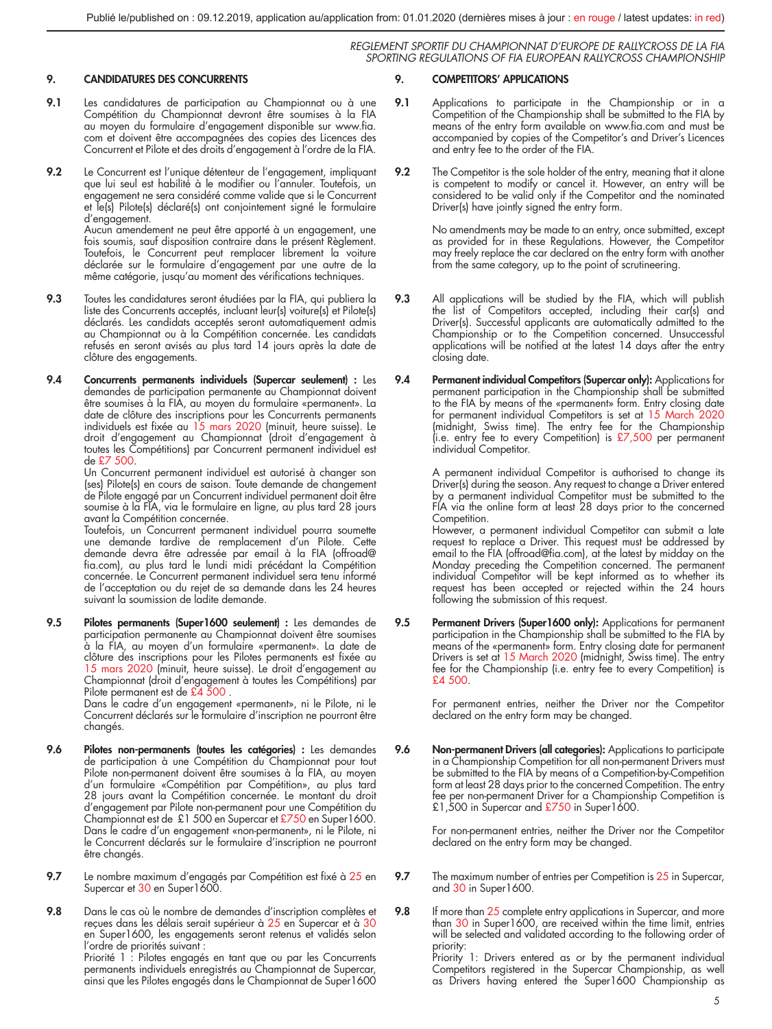## 9. CANDIDATURES DES CONCURRENTS

**9.1** Les candidatures de participation au Championnat ou à une Compétition du Championnat devront être soumises à la FIA au moyen du formulaire d'engagement disponible sur www.fia.com et doivent être accompagnées des copies des Licences des Concurrent et Pilote et des droits d'engagement à l'ordre de la FIA.

**9.2** Le Concurrent est l'unique détenteur de l'engagement, impliquant que lui seul est habilité à le modifier ou l'annuler. Toutefois, un engagement ne sera considéré comme valide que si le Concurrent et le(s) Pilote(s) déclaré(s) ont conjointement signé le formulaire d'engagement.
Aucun amendement ne peut être apporté à un engagement, une fois soumis, sauf disposition contraire dans le présent Règlement. Toutefois, le Concurrent peut remplacer librement la voiture déclarée sur le formulaire d'engagement par une autre de la même catégorie, jusqu'au moment des vérifications techniques.

**9.3** Toutes les candidatures seront étudiées par la FIA, qui publiera la liste des Concurrents acceptés, incluant leur(s) voiture(s) et Pilote(s) déclarés. Les candidats acceptés seront automatiquement admis au Championnat ou à la Compétition concernée. Les candidats refusés en seront avisés au plus tard 14 jours après la date de clôture des engagements.

**9.4** **Concurrents permanents individuels (Supercar seulement) :** Les demandes de participation permanente au Championnat doivent être soumises à la FIA, au moyen du formulaire «permanent». La date de clôture des inscriptions pour les Concurrents permanents individuels est fixée au 15 mars 2020 (minuit, heure suisse). Le droit d'engagement au Championnat (droit d'engagement à toutes les Compétitions) par Concurrent permanent individuel est de £7 500.
Un Concurrent permanent individuel est autorisé à changer son (ses) Pilote(s) en cours de saison. Toute demande de changement de Pilote engagé par un Concurrent individuel permanent doit être soumise à la FIA, via le formulaire en ligne, au plus tard 28 jours avant la Compétition concernée.
Toutefois, un Concurrent permanent individuel pourra soumette une demande tardive de remplacement d'un Pilote. Cette demande devra être adressée par email à la FIA (offroad@fia.com), au plus tard le lundi midi précédant la Compétition concernée. Le Concurrent permanent individuel sera tenu informé de l'acceptation ou du rejet de sa demande dans les 24 heures suivant la soumission de ladite demande.

**9.5** **Pilotes permanents (Super1600 seulement) :** Les demandes de participation permanente au Championnat doivent être soumises à la FIA, au moyen d'un formulaire «permanent». La date de clôture des inscriptions pour les Pilotes permanents est fixée au 15 mars 2020 (minuit, heure suisse). Le droit d'engagement au Championnat (droit d'engagement à toutes les Compétitions) par Pilote permanent est de £4 500 .
Dans le cadre d'un engagement «permanent», ni le Pilote, ni le Concurrent déclarés sur le formulaire d'inscription ne pourront être changés.

**9.6** **Pilotes non-permanents (toutes les catégories) :** Les demandes de participation à une Compétition du Championnat pour tout Pilote non-permanent doivent être soumises à la FIA, au moyen d'un formulaire «Compétition par Compétition», au plus tard 28 jours avant la Compétition concernée. Le montant du droit d'engagement par Pilote non-permanent pour une Compétition du Championnat est de £1 500 en Supercar et £750 en Super1600.
Dans le cadre d'un engagement «non-permanent», ni le Pilote, ni le Concurrent déclarés sur le formulaire d'inscription ne pourront être changés.

**9.7** Le nombre maximum d'engagés par Compétition est fixé à 25 en Supercar et 30 en Super1600.

**9.8** Dans le cas où le nombre de demandes d'inscription complètes et reçues dans les délais serait supérieur à 25 en Supercar et à 30 en Super1600, les engagements seront retenus et validés selon l'ordre de priorités suivant :
Priorité 1 : Pilotes engagés en tant que ou par les Concurrents permanents individuels enregistrés au Championnat de Supercar, ainsi que les Pilotes engagés dans le Championnat de Super1600

## 9. COMPETITORS' APPLICATIONS

**9.1** Applications to participate in the Championship or in a Competition of the Championship shall be submitted to the FIA by means of the entry form available on www.fia.com and must be accompanied by copies of the Competitor's and Driver's Licences and entry fee to the order of the FIA.

**9.2** The Competitor is the sole holder of the entry, meaning that it alone is competent to modify or cancel it. However, an entry will be considered to be valid only if the Competitor and the nominated Driver(s) have jointly signed the entry form.

No amendments may be made to an entry, once submitted, except as provided for in these Regulations. However, the Competitor may freely replace the car declared on the entry form with another from the same category, up to the point of scrutineering.

**9.3** All applications will be studied by the FIA, which will publish the list of Competitors accepted, including their car(s) and Driver(s). Successful applicants are automatically admitted to the Championship or to the Competition concerned. Unsuccessful applications will be notified at the latest 14 days after the entry closing date.

**9.4** **Permanent individual Competitors (Supercar only):** Applications for permanent participation in the Championship shall be submitted to the FIA by means of the «permanent» form. Entry closing date for permanent individual Competitors is set at 15 March 2020 (midnight, Swiss time). The entry fee for the Championship (i.e. entry fee to every Competition) is £7,500 per permanent individual Competitor.

A permanent individual Competitor is authorised to change its Driver(s) during the season. Any request to change a Driver entered by a permanent individual Competitor must be submitted to the FIA via the online form at least 28 days prior to the concerned Competition.
However, a permanent individual Competitor can submit a late request to replace a Driver. This request must be addressed by email to the FIA (offroad@fia.com), at the latest by midday on the Monday preceding the Competition concerned. The permanent individual Competitor will be kept informed as to whether its request has been accepted or rejected within the 24 hours following the submission of this request.

**9.5** **Permanent Drivers (Super1600 only):** Applications for permanent participation in the Championship shall be submitted to the FIA by means of the «permanent» form. Entry closing date for permanent Drivers is set at 15 March 2020 (midnight, Swiss time). The entry fee for the Championship (i.e. entry fee to every Competition) is £4 500.

For permanent entries, neither the Driver nor the Competitor declared on the entry form may be changed.

**9.6** **Non-permanent Drivers (all categories):** Applications to participate in a Championship Competition for all non-permanent Drivers must be submitted to the FIA by means of a Competition-by-Competition form at least 28 days prior to the concerned Competition. The entry fee per non-permanent Driver for a Championship Competition is £1,500 in Supercar and £750 in Super1600.

For non-permanent entries, neither the Driver nor the Competitor declared on the entry form may be changed.

**9.7** The maximum number of entries per Competition is 25 in Supercar, and 30 in Super1600.

**9.8** If more than 25 complete entry applications in Supercar, and more than 30 in Super1600, are received within the time limit, entries will be selected and validated according to the following order of priority:
Priority 1: Drivers entered as or by the permanent individual Competitors registered in the Supercar Championship, as well as Drivers having entered the Super1600 Championship as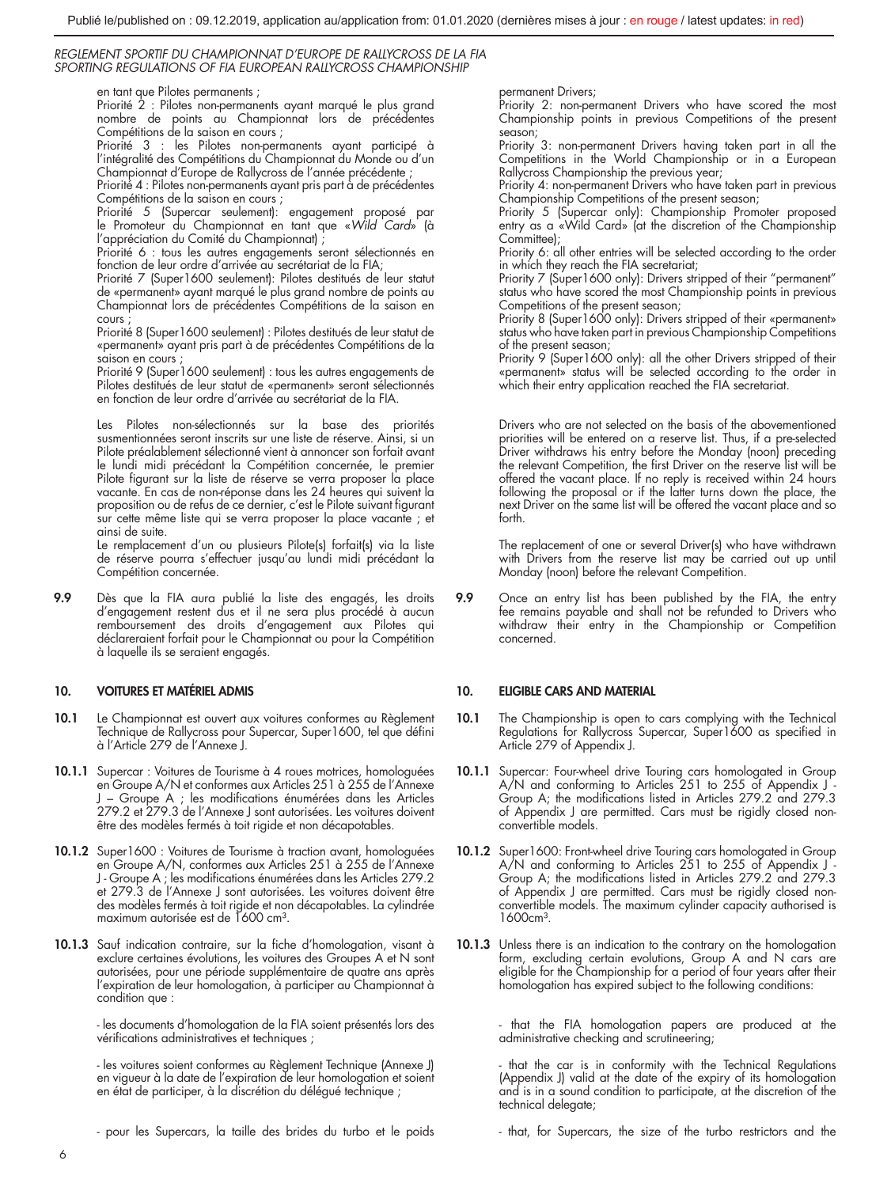en tant que Pilotes permanents ;
Priorité 2 : Pilotes non-permanents ayant marqué le plus grand nombre de points au Championnat lors de précédentes Compétitions de la saison en cours ;
Priorité 3 : les Pilotes non-permanents ayant participé à l'intégralité des Compétitions du Championnat du Monde ou d'un Championnat d'Europe de Rallycross de l'année précédente ;
Priorité 4 : Pilotes non-permanents ayant pris part à de précédentes Compétitions de la saison en cours ;
Priorité 5 (Supercar seulement): engagement proposé par le Promoteur du Championnat en tant que «*Wild Card*» (à l'appréciation du Comité du Championnat) ;
Priorité 6 : tous les autres engagements seront sélectionnés en fonction de leur ordre d'arrivée au secrétariat de la FIA;
Priorité 7 (Super1600 seulement): Pilotes destitués de leur statut de «permanent» ayant marqué le plus grand nombre de points au Championnat lors de précédentes Compétitions de la saison en cours ;
Priorité 8 (Super1600 seulement) : Pilotes destitués de leur statut de «permanent» ayant pris part à de précédentes Compétitions de la saison en cours ;
Priorité 9 (Super1600 seulement) : tous les autres engagements de Pilotes destitués de leur statut de «permanent» seront sélectionnés en fonction de leur ordre d'arrivée au secrétariat de la FIA.

Les Pilotes non-sélectionnés sur la base des priorités susmentionnées seront inscrits sur une liste de réserve. Ainsi, si un Pilote préalablement sélectionné vient à annoncer son forfait avant le lundi midi précédant la Compétition concernée, le premier Pilote figurant sur la liste de réserve se verra proposer la place vacante. En cas de non-réponse dans les 24 heures qui suivent la proposition ou de refus de ce dernier, c'est le Pilote suivant figurant sur cette même liste qui se verra proposer la place vacante ; et ainsi de suite.
Le remplacement d'un ou plusieurs Pilote(s) forfait(s) via la liste de réserve pourra s'effectuer jusqu'au lundi midi précédant la Compétition concernée.

**9.9** Dès que la FIA aura publié la liste des engagés, les droits d'engagement restent dûs et il ne sera plus procédé à aucun remboursement des droits d'engagement aux Pilotes qui déclareraient forfait pour le Championnat ou pour la Compétition à laquelle ils se seraient engagés.

## 10. VOITURES ET MATÉRIEL ADMIS

**10.1** Le Championnat est ouvert aux voitures conformes au Règlement Technique de Rallycross pour Supercar, Super1600, tel que défini à l'Article 279 de l'Annexe J.

**10.1.1** Supercar : Voitures de Tourisme à 4 roues motrices, homologuées en Groupe A/N et conformes aux Articles 251 à 255 de l'Annexe J – Groupe A ; les modifications énumérées dans les Articles 279.2 et 279.3 de l'Annexe J sont autorisées. Les voitures doivent être des modèles fermés à toit rigide et non décapotables.

**10.1.2** Super1600 : Voitures de Tourisme à traction avant, homologuées en Groupe A/N, conformes aux Articles 251 à 255 de l'Annexe J - Groupe A ; les modifications énumérées dans les Articles 279.2 et 279.3 de l'Annexe J sont autorisées. Les voitures doivent être des modèles fermés à toit rigide et non décapotables. La cylindrée maximum autorisée est de 1600 cm³.

**10.1.3** Sauf indication contraire, sur la fiche d'homologation, visant à exclure certaines évolutions, les voitures des Groupes A et N sont autorisées, pour une période supplémentaire de quatre ans après l'expiration de leur homologation, à participer au Championnat à condition que :

- les documents d'homologation de la FIA soient présentés lors des vérifications administratives et techniques ;

- les voitures soient conformes au Règlement Technique (Annexe J) en vigueur à la date de l'expiration de leur homologation et soient en état de participer, à la discrétion du délégué technique ;

- pour les Supercars, la taille des brides du turbo et le poids

permanent Drivers;
Priority 2: non-permanent Drivers who have scored the most Championship points in previous Competitions of the present season;
Priority 3: non-permanent Drivers having taken part in all the Competitions in the World Championship or in a European Rallycross Championship the previous year;
Priority 4: non-permanent Drivers who have taken part in previous Championship Competitions of the present season;
Priority 5 (Supercar only): Championship Promoter proposed entry as a «Wild Card» (at the discretion of the Championship Committee);
Priority 6: all other entries will be selected according to the order in which they reach the FIA secretariat;
Priority 7 (Super1600 only): Drivers stripped of their "permanent" status who have scored the most Championship points in previous Competitions of the present season;
Priority 8 (Super1600 only): Drivers stripped of their «permanent» status who have taken part in previous Championship Competitions of the present season;
Priority 9 (Super1600 only): all the other Drivers stripped of their «permanent» status will be selected according to the order in which their entry application reached the FIA secretariat.

Drivers who are not selected on the basis of the abovementioned priorities will be entered on a reserve list. Thus, if a pre-selected Driver withdraws his entry before the Monday (noon) preceding the relevant Competition, the first Driver on the reserve list will be offered the vacant place. If no reply is received within 24 hours following the proposal or if the latter turns down the place, the next Driver on the same list will be offered the vacant place and so forth.

The replacement of one or several Driver(s) who have withdrawn with Drivers from the reserve list may be carried out up until Monday (noon) before the relevant Competition.

**9.9** Once an entry list has been published by the FIA, the entry fee remains payable and shall not be refunded to Drivers who withdraw their entry in the Championship or Competition concerned.

## 10. ELIGIBLE CARS AND MATERIAL

**10.1** The Championship is open to cars complying with the Technical Regulations for Rallycross Supercar, Super1600 as specified in Article 279 of Appendix J.

**10.1.1** Supercar: Four-wheel drive Touring cars homologated in Group A/N and conforming to Articles 251 to 255 of Appendix J - Group A; the modifications listed in Articles 279.2 and 279.3 of Appendix J are permitted. Cars must be rigidly closed non-convertible models.

**10.1.2** Super1600: Front-wheel drive Touring cars homologated in Group A/N and conforming to Articles 251 to 255 of Appendix J - Group A; the modifications listed in Articles 279.2 and 279.3 of Appendix J are permitted. Cars must be rigidly closed non-convertible models. The maximum cylinder capacity authorised is 1600cm³.

**10.1.3** Unless there is an indication to the contrary on the homologation form, excluding certain evolutions, Group A and N cars are eligible for the Championship for a period of four years after their homologation has expired subject to the following conditions:

- that the FIA homologation papers are produced at the administrative checking and scrutineering;

- that the car is in conformity with the Technical Regulations (Appendix J) valid at the date of the expiry of its homologation and is in a sound condition to participate, at the discretion of the technical delegate;

- that, for Supercars, the size of the turbo restrictors and the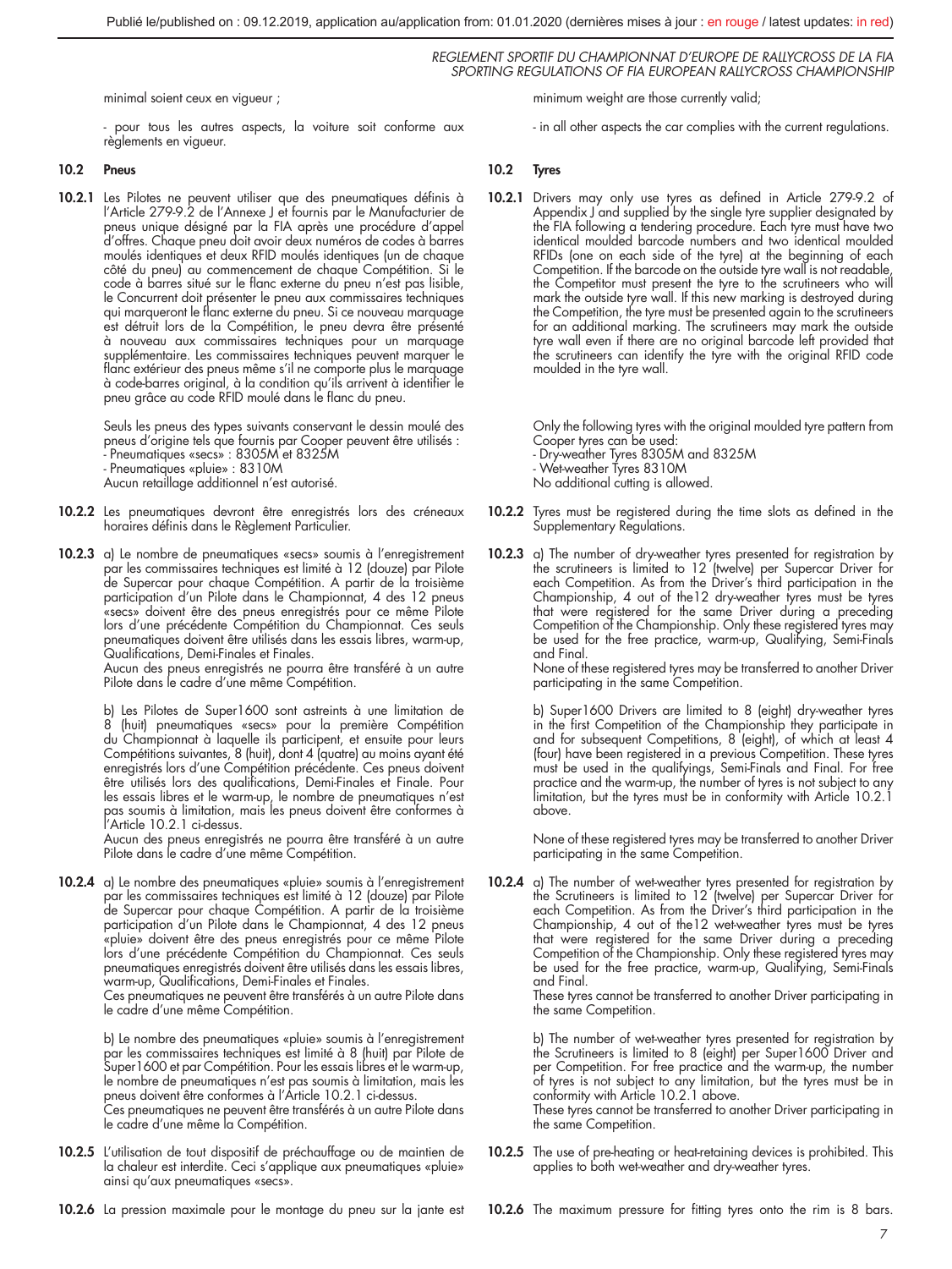minimal soient ceux en vigueur ;

- pour tous les autres aspects, la voiture soit conforme aux règlements en vigueur.

minimum weight are those currently valid;

- in all other aspects the car complies with the current regulations.

### 10.2 Pneus

**10.2.1** Les Pilotes ne peuvent utiliser que des pneumatiques définis à l'Article 279-9.2 de l'Annexe J et fournis par le Manufacturier de pneus unique désigné par la FIA après une procédure d'appel d'offres. Chaque pneu doit avoir deux numéros de codes à barres moulés identiques et deux RFID moulés identiques (un de chaque côté du pneu) au commencement de chaque Compétition. Si le code à barres situé sur le flanc externe du pneu n'est pas lisible, le Concurrent doit présenter le pneu aux commissaires techniques qui marqueront le flanc externe du pneu. Si ce nouveau marquage est détruit lors de la Compétition, le pneu devra être présenté à nouveau aux commissaires techniques pour un marquage supplémentaire. Les commissaires techniques peuvent marquer le flanc extérieur des pneus même s'il ne comporte plus le marquage à code-barres original, à la condition qu'ils arrivent à identifier le pneu grâce au code RFID moulé dans le flanc du pneu.

Seuls les pneus des types suivants conservant le dessin moulé des pneus d'origine tels que fournis par Cooper peuvent être utilisés :
- Pneumatiques «secs» : 8305M et 8325M
- Pneumatiques «pluie» : 8310M
Aucun retaillage additionnel n'est autorisé.

**10.2.2** Les pneumatiques devront être enregistrés lors des créneaux horaires définis dans le Règlement Particulier.

**10.2.3** a) Le nombre de pneumatiques «secs» soumis à l'enregistrement par les commissaires techniques est limité à 12 (douze) par Pilote de Supercar pour chaque Compétition. A partir de la troisième participation d'un Pilote dans le Championnat, 4 des 12 pneus «secs» doivent être des pneus enregistrés pour ce même Pilote lors d'une précédente Compétition du Championnat. Ces seuls pneumatiques doivent être utilisés dans les essais libres, warm-up, Qualifications, Demi-Finales et Finales.
Aucun des pneus enregistrés ne pourra être transféré à un autre Pilote dans le cadre d'une même Compétition.

b) Les Pilotes de Super1600 sont astreints à une limitation de 8 (huit) pneumatiques «secs» pour la première Compétition du Championnat à laquelle ils participent, et ensuite pour leurs Compétitions suivantes, 8 (huit), dont 4 (quatre) au moins ayant été enregistrés lors d'une Compétition précédente. Ces pneus doivent être utilisés lors des qualifications, Demi-Finales et Finale. Pour les essais libres et le warm-up, le nombre de pneumatiques n'est pas soumis à limitation, mais les pneus doivent être conformes à l'Article 10.2.1 ci-dessus.
Aucun des pneus enregistrés ne pourra être transféré à un autre Pilote dans le cadre d'une même Compétition.

**10.2.4** a) Le nombre des pneumatiques «pluie» soumis à l'enregistrement par les commissaires techniques est limité à 12 (douze) par Pilote de Supercar pour chaque Compétition. A partir de la troisième participation d'un Pilote dans le Championnat, 4 des 12 pneus «pluie» doivent être des pneus enregistrés pour ce même Pilote lors d'une précédente Compétition du Championnat. Ces seuls pneumatiques enregistrés doivent être utilisés dans les essais libres, warm-up, Qualifications, Demi-Finales et Finales.
Ces pneumatiques ne peuvent être transférés à un autre Pilote dans le cadre d'une même Compétition.

b) Le nombre des pneumatiques «pluie» soumis à l'enregistrement par les commissaires techniques est limité à 8 (huit) par Pilote de Super1600 et par Compétition. Pour les essais libres et le warm-up, le nombre de pneumatiques n'est pas soumis à limitation, mais les pneus doivent être conformes à l'Article 10.2.1 ci-dessus.
Ces pneumatiques ne peuvent être transférés à un autre Pilote dans le cadre d'une même la Compétition.

**10.2.5** L'utilisation de tout dispositif de préchauffage ou de maintien de la chaleur est interdite. Ceci s'applique aux pneumatiques «pluie» ainsi qu'aux pneumatiques «secs».

**10.2.6** La pression maximale pour le montage du pneu sur la jante est

### 10.2 Tyres

**10.2.1** Drivers may only use tyres as defined in Article 279-9.2 of Appendix J and supplied by the single tyre supplier designated by the FIA following a tendering procedure. Each tyre must have two identical moulded barcode numbers and two identical moulded RFIDs (one on each side of the tyre) at the beginning of each Competition. If the barcode on the outside tyre wall is not readable, the Competitor must present the tyre to the scrutineers who will mark the outside tyre wall. If this new marking is destroyed during the Competition, the tyre must be presented again to the scrutineers for an additional marking. The scrutineers may mark the outside tyre wall even if there are no original barcode left provided that the scrutineers can identify the tyre with the original RFID code moulded in the tyre wall.

Only the following tyres with the original moulded tyre pattern from Cooper tyres can be used:
- Dry-weather Tyres 8305M and 8325M
- Wet-weather Tyres 8310M
No additional cutting is allowed.

**10.2.2** Tyres must be registered during the time slots as defined in the Supplementary Regulations.

**10.2.3** a) The number of dry-weather tyres presented for registration by the scrutineers is limited to 12 (twelve) per Supercar Driver for each Competition. As from the Driver's third participation in the Championship, 4 out of the12 dry-weather tyres must be tyres that were registered for the same Driver during a preceding Competition of the Championship. Only these registered tyres may be used for the free practice, warm-up, Qualifying, Semi-Finals and Final.
None of these registered tyres may be transferred to another Driver participating in the same Competition.

b) Super1600 Drivers are limited to 8 (eight) dry-weather tyres in the first Competition of the Championship they participate in and for subsequent Competitions, 8 (eight), of which at least 4 (four) have been registered in a previous Competition. These tyres must be used in the qualifyings, Semi-Finals and Final. For free practice and the warm-up, the number of tyres is not subject to any limitation, but the tyres must be in conformity with Article 10.2.1 above.

None of these registered tyres may be transferred to another Driver participating in the same Competition.

**10.2.4** a) The number of wet-weather tyres presented for registration by the Scrutineers is limited to 12 (twelve) per Supercar Driver for each Competition. As from the Driver's third participation in the Championship, 4 out of the12 wet-weather tyres must be tyres that were registered for the same Driver during a preceding Competition of the Championship. Only these registered tyres may be used for the free practice, warm-up, Qualifying, Semi-Finals and Final.
These tyres cannot be transferred to another Driver participating in the same Competition.

b) The number of wet-weather tyres presented for registration by the Scrutineers is limited to 8 (eight) per Super1600 Driver and per Competition. For free practice and the warm-up, the number of tyres is not subject to any limitation, but the tyres must be in conformity with Article 10.2.1 above.
These tyres cannot be transferred to another Driver participating in the same Competition.

**10.2.5** The use of pre-heating or heat-retaining devices is prohibited. This applies to both wet-weather and dry-weather tyres.

**10.2.6** The maximum pressure for fitting tyres onto the rim is 8 bars.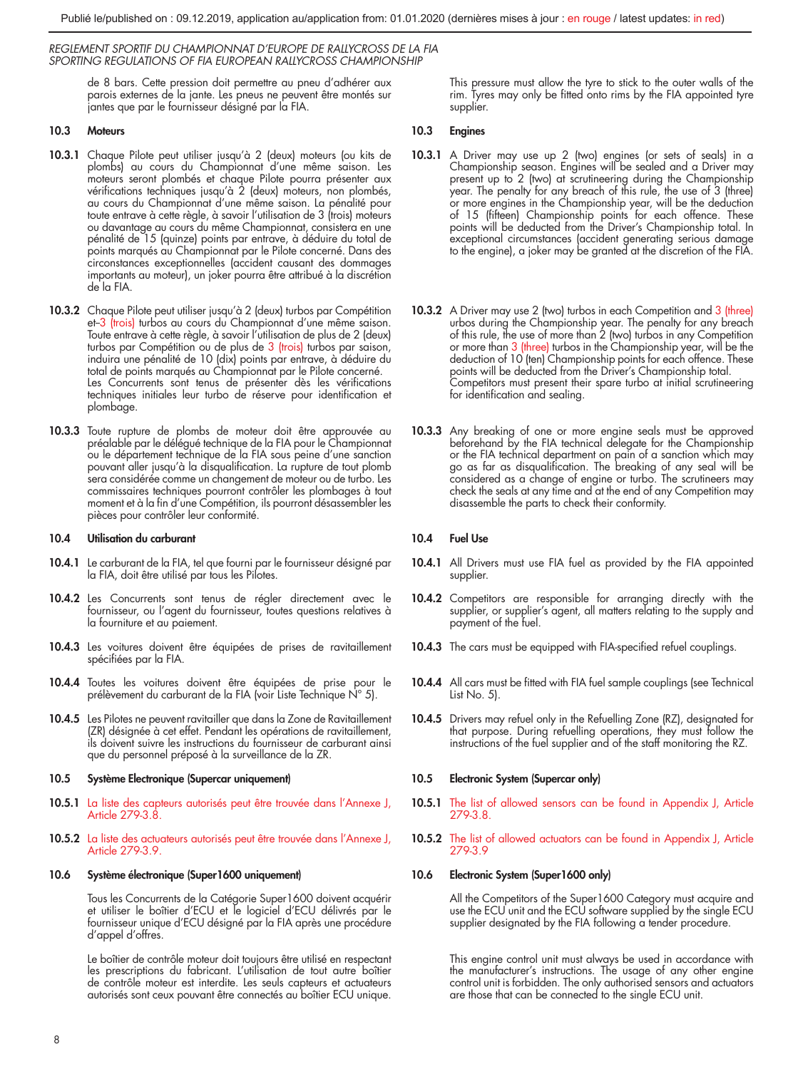de 8 bars. Cette pression doit permettre au pneu d'adhérer aux parois externes de la jante. Les pneus ne peuvent être montés sur jantes que par le fournisseur désigné par la FIA.

This pressure must allow the tyre to stick to the outer walls of the rim. Tyres may only be fitted onto rims by the FIA appointed tyre supplier.

### 10.3 Moteurs

**10.3.1** Chaque Pilote peut utiliser jusqu'à 2 (deux) moteurs (ou kits de plombs) au cours du Championnat d'une même saison. Les moteurs seront plombés et chaque Pilote pourra présenter aux vérifications techniques jusqu'à 2 (deux) moteurs, non plombés, au cours du Championnat d'une même saison. La pénalité pour toute entrave à cette règle, à savoir l'utilisation de 3 (trois) moteurs ou davantage au cours du même Championnat, consistera en une pénalité de 15 (quinze) points par entrave, à déduire du total de points marqués au Championnat par le Pilote concerné. Dans des circonstances exceptionnelles (accident causant des dommages importants au moteur), un joker pourra être attribué à la discrétion de la FIA.

**10.3.2** Chaque Pilote peut utiliser jusqu'à 2 (deux) turbos par Compétition et 3 (trois) turbos au cours du Championnat d'une même saison. Toute entrave à cette règle, à savoir l'utilisation de plus de 2 (deux) turbos par Compétition ou de plus de 3 (trois) turbos par saison, induira une pénalité de 10 (dix) points par entrave, à déduire du total de points marqués au Championnat par le Pilote concerné. Les Concurrents sont tenus de présenter dès les vérifications techniques initiales leur turbo de réserve pour identification et plombage.

**10.3.3** Toute rupture de plombs de moteur doit être approuvée au préalable par le délégué technique de la FIA pour le Championnat ou le département technique de la FIA sous peine d'une sanction pouvant aller jusqu'à la disqualification. La rupture de tout plomb sera considérée comme un changement de moteur ou de turbo. Les commissaires techniques pourront contrôler les plombages à tout moment et à la fin d'une Compétition, ils pourront désassembler les pièces pour contrôler leur conformité.

### 10.3 Engines

**10.3.1** A Driver may use up 2 (two) engines (or sets of seals) in a Championship season. Engines will be sealed and a Driver may present up to 2 (two) at scrutineering during the Championship year. The penalty for any breach of this rule, the use of 3 (three) or more engines in the Championship year, will be the deduction of 15 (fifteen) Championship points for each offence. These points will be deducted from the Driver's Championship total. In exceptional circumstances (accident generating serious damage to the engine), a joker may be granted at the discretion of the FIA.

**10.3.2** A Driver may use 2 (two) turbos in each Competition and 3 (three) urbos during the Championship year. The penalty for any breach of this rule, the use of more than 2 (two) turbos in any Competition or more than 3 (three) turbos in the Championship year, will be the deduction of 10 (ten) Championship points for each offence. These points will be deducted from the Driver's Championship total. Competitors must present their spare turbo at initial scrutineering for identification and sealing.

**10.3.3** Any breaking of one or more engine seals must be approved beforehand by the FIA technical delegate for the Championship or the FIA technical department on pain of a sanction which may go as far as disqualification. The breaking of any seal will be considered as a change of engine or turbo. The scrutineers may check the seals at any time and at the end of any Competition may disassemble the parts to check their conformity.

### 10.4 Utilisation du carburant

**10.4.1** Le carburant de la FIA, tel que fourni par le fournisseur désigné par la FIA, doit être utilisé par tous les Pilotes.

**10.4.2** Les Concurrents sont tenus de régler directement avec le fournisseur, ou l'agent du fournisseur, toutes questions relatives à la fourniture et au paiement.

**10.4.3** Les voitures doivent être équipées de prises de ravitaillement spécifiées par la FIA.

**10.4.4** Toutes les voitures doivent être équipées de prise pour le prélèvement du carburant de la FIA (voir Liste Technique N° 5).

**10.4.5** Les Pilotes ne peuvent ravitailler que dans la Zone de Ravitaillement (ZR) désignée à cet effet. Pendant les opérations de ravitaillement, ils doivent suivre les instructions du fournisseur de carburant ainsi que du personnel préposé à la surveillance de la ZR.

### 10.4 Fuel Use

**10.4.1** All Drivers must use FIA fuel as provided by the FIA appointed supplier.

**10.4.2** Competitors are responsible for arranging directly with the supplier, or supplier's agent, all matters relating to the supply and payment of the fuel.

**10.4.3** The cars must be equipped with FIA-specified refuel couplings.

**10.4.4** All cars must be fitted with FIA fuel sample couplings (see Technical List No. 5).

**10.4.5** Drivers may refuel only in the Refuelling Zone (RZ), designated for that purpose. During refuelling operations, they must follow the instructions of the fuel supplier and of the staff monitoring the RZ.

### 10.5 Système Electronique (Supercar uniquement)

**10.5.1** La liste des capteurs autorisés peut être trouvée dans l'Annexe J, Article 279-3.8.

**10.5.2** La liste des actuateurs autorisés peut être trouvée dans l'Annexe J, Article 279-3.9.

### 10.5 Electronic System (Supercar only)

**10.5.1** The list of allowed sensors can be found in Appendix J, Article 279-3.8.

**10.5.2** The list of allowed actuators can be found in Appendix J, Article 279-3.9

### 10.6 Système électronique (Super1600 uniquement)

Tous les Concurrents de la Catégorie Super1600 doivent acquérir et utiliser le boîtier d'ECU et le logiciel d'ECU délivrés par le fournisseur unique d'ECU désigné par la FIA après une procédure d'appel d'offres.

Le boîtier de contrôle moteur doit toujours être utilisé en respectant les prescriptions du fabricant. L'utilisation de tout autre boîtier de contrôle moteur est interdite. Les seuls capteurs et actuateurs autorisés sont ceux pouvant être connectés au boîtier ECU unique.

### 10.6 Electronic System (Super1600 only)

All the Competitors of the Super1600 Category must acquire and use the ECU unit and the ECU software supplied by the single ECU supplier designated by the FIA following a tender procedure.

This engine control unit must always be used in accordance with the manufacturer's instructions. The usage of any other engine control unit is forbidden. The only authorised sensors and actuators are those that can be connected to the single ECU unit.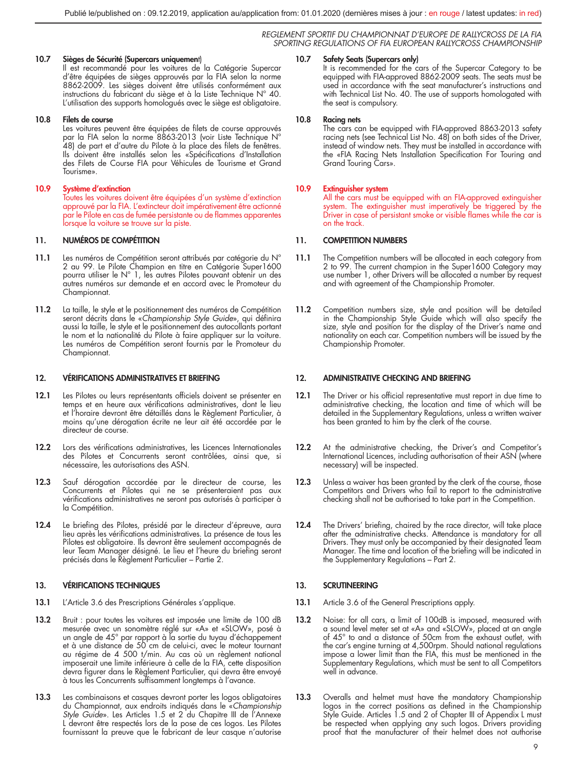#### 10.7 Sièges de Sécurité (Supercars uniquement)

Il est recommandé pour les voitures de la Catégorie Supercar d'être équipées de sièges approuvés par la FIA selon la norme 8862-2009. Les sièges doivent être utilisés conformément aux instructions du fabricant du siège et à la Liste Technique N° 40. L'utilisation des supports homologués avec le siège est obligatoire.

#### 10.8 Filets de course

Les voitures peuvent être équipées de filets de course approuvés par la FIA selon la norme 8863-2013 (voir Liste Technique N° 48) de part et d'autre du Pilote à la place des filets de fenêtres. Ils doivent être installés selon les «Spécifications d'Installation des Filets de Course FIA pour Véhicules de Tourisme et Grand Tourisme».

#### 10.9 Système d'extinction

Toutes les voitures doivent être équipées d'un système d'extinction approuvé par la FIA. L'extincteur doit impérativement être actionné par le Pilote en cas de fumée persistante ou de flammes apparentes lorsque la voiture se trouve sur la piste.

### 11. NUMÉROS DE COMPÉTITION

**11.1** Les numéros de Compétition seront attribués par catégorie du N° 2 au 99. Le Pilote Champion en titre en Catégorie Super1600 pourra utiliser le N° 1, les autres Pilotes pouvant obtenir un des autres numéros sur demande et en accord avec le Promoteur du Championnat.

**11.2** La taille, le style et le positionnement des numéros de Compétition seront décrits dans le «*Championship Style Guide*», qui définira aussi la taille, le style et le positionnement des autocollants portant le nom et la nationalité du Pilote à faire appliquer sur la voiture. Les numéros de Compétition seront fournis par le Promoteur du Championnat.

### 12. VÉRIFICATIONS ADMINISTRATIVES ET BRIEFING

**12.1** Les Pilotes ou leurs représentants officiels doivent se présenter en temps et en heure aux vérifications administratives, dont le lieu et l'horaire devront être détaillés dans le Règlement Particulier, à moins qu'une dérogation écrite ne leur ait été accordée par le directeur de course.

**12.2** Lors des vérifications administratives, les Licences Internationales des Pilotes et Concurrents seront contrôlées, ainsi que, si nécessaire, les autorisations des ASN.

**12.3** Sauf dérogation accordée par le directeur de course, les Concurrents et Pilotes qui ne se présenteraient pas aux vérifications administratives ne seront pas autorisés à participer à la Compétition.

**12.4** Le briefing des Pilotes, présidé par le directeur d'épreuve, aura lieu après les vérifications administratives. La présence de tous les Pilotes est obligatoire. Ils devront être seulement accompagnés de leur Team Manager désigné. Le lieu et l'heure du briefing seront précisés dans le Règlement Particulier – Partie 2.

### 13. VÉRIFICATIONS TECHNIQUES

**13.1** L'Article 3.6 des Prescriptions Générales s'applique.

**13.2** Bruit : pour toutes les voitures est imposée une limite de 100 dB mesurée avec un sonomètre réglé sur «A» et «SLOW», posé à un angle de 45° par rapport à la sortie du tuyau d'échappement et à une distance de 50 cm de celui-ci, avec le moteur tournant au régime de 4 500 t/min. Au cas où un règlement national imposerait une limite inférieure à celle de la FIA, cette disposition devra figurer dans le Règlement Particulier, qui devra être envoyé à tous les Concurrents suffisamment longtemps à l'avance.

**13.3** Les combinaisons et casques devront porter les logos obligatoires du Championnat, aux endroits indiqués dans le «*Championship Style Guide*». Les Articles 1.5 et 2 du Chapitre III de l'Annexe L devront être respectés lors de la pose de ces logos. Les Pilotes fournissant la preuve que le fabricant de leur casque n'autorise

#### 10.7 Safety Seats (Supercars only)

It is recommended for the cars of the Supercar Category to be equipped with FIA-approved 8862-2009 seats. The seats must be used in accordance with the seat manufacturer's instructions and with Technical List No. 40. The use of supports homologated with the seat is compulsory.

#### 10.8 Racing nets

The cars can be equipped with FIA-approved 8863-2013 safety racing nets (see Technical List No. 48) on both sides of the Driver, instead of window nets. They must be installed in accordance with the «FIA Racing Nets Installation Specification For Touring and Grand Touring Cars».

#### 10.9 Extinguisher system

All the cars must be equipped with an FIA-approved extinguisher system. The extinguisher must imperatively be triggered by the Driver in case of persistant smoke or visible flames while the car is on the track.

### 11. COMPETITION NUMBERS

**11.1** The Competition numbers will be allocated in each category from 2 to 99. The current champion in the Super1600 Category may use number 1, other Drivers will be allocated a number by request and with agreement of the Championship Promoter.

**11.2** Competition numbers size, style and position will be detailed in the Championship Style Guide which will also specify the size, style and position for the display of the Driver's name and nationality on each car. Competition numbers will be issued by the Championship Promoter.

### 12. ADMINISTRATIVE CHECKING AND BRIEFING

**12.1** The Driver or his official representative must report in due time to administrative checking, the location and time of which will be detailed in the Supplementary Regulations, unless a written waiver has been granted to him by the clerk of the course.

**12.2** At the administrative checking, the Driver's and Competitor's International Licences, including authorisation of their ASN (where necessary) will be inspected.

**12.3** Unless a waiver has been granted by the clerk of the course, those Competitors and Drivers who fail to report to the administrative checking shall not be authorised to take part in the Competition.

**12.4** The Drivers' briefing, chaired by the race director, will take place after the administrative checks. Attendance is mandatory for all Drivers. They must only be accompanied by their designated Team Manager. The time and location of the briefing will be indicated in the Supplementary Regulations – Part 2.

### 13. SCRUTINEERING

**13.1** Article 3.6 of the General Prescriptions apply.

**13.2** Noise: for all cars, a limit of 100dB is imposed, measured with a sound level meter set at «A» and «SLOW», placed at an angle of 45° to and a distance of 50cm from the exhaust outlet, with the car's engine turning at 4,500rpm. Should national regulations impose a lower limit than the FIA, this must be mentioned in the Supplementary Regulations, which must be sent to all Competitors well in advance.

**13.3** Overalls and helmet must have the mandatory Championship logos in the correct positions as defined in the Championship Style Guide. Articles 1.5 and 2 of Chapter III of Appendix L must be respected when applying any such logos. Drivers providing proof that the manufacturer of their helmet does not authorise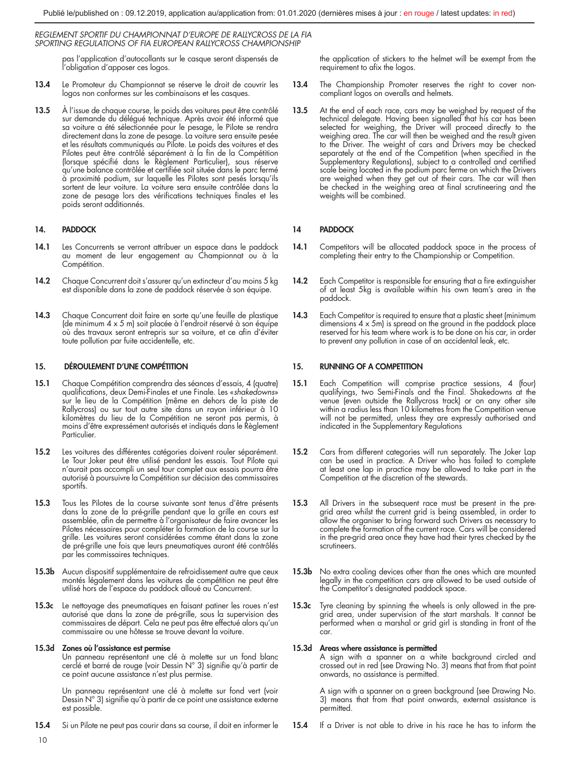pas l'application d'autocollants sur le casque seront dispensés de l'obligation d'apposer ces logos.

**13.4** Le Promoteur du Championnat se réserve le droit de couvrir les logos non conformes sur les combinaisons et les casques.

**13.5** À l'issue de chaque course, le poids des voitures peut être contrôlé sur demande du délégué technique. Après avoir été informé que sa voiture a été sélectionnée pour le pesage, le Pilote se rendra directement dans la zone de pesage. La voiture sera ensuite pesée et les résultats communiqués au Pilote. Le poids des voitures et des Pilotes peut être contrôlé séparément à la fin de la Compétition (lorsque spécifié dans le Règlement Particulier), sous réserve qu'une balance contrôlée et certifiée soit située dans le parc fermé à proximité podium, sur laquelle les Pilotes sont pesés lorsqu'ils sortent de leur voiture. La voiture sera ensuite contrôlée dans la zone de pesage lors des vérifications techniques finales et les poids seront additionnés.

## 14. PADDOCK

**14.1** Les Concurrents se verront attribuer un espace dans le paddock au moment de leur engagement au Championnat ou à la Compétition.

**14.2** Chaque Concurrent doit s'assurer qu'un extincteur d'au moins 5 kg est disponible dans la zone de paddock réservée à son équipe.

**14.3** Chaque Concurrent doit faire en sorte qu'une feuille de plastique (de minimum 4 x 5 m) soit placée à l'endroit réservé à son équipe où des travaux seront entrepris sur sa voiture, et ce afin d'éviter toute pollution par fuite accidentelle, etc.

## 15. DÉROULEMENT D'UNE COMPÉTITION

**15.1** Chaque Compétition comprendra des séances d'essais, 4 (quatre) qualifications, deux Demi-Finales et une Finale. Les «*shakedowns*» sur le lieu de la Compétition (même en dehors de la piste de Rallycross) ou sur tout autre site dans un rayon inférieur à 10 kilomètres du lieu de la Compétition ne seront pas permis, à moins d'être expressément autorisés et indiqués dans le Règlement Particulier.

**15.2** Les voitures des différentes catégories doivent rouler séparément. Le Tour Joker peut être utilisé pendant les essais. Tout Pilote qui n'aurait pas accompli un seul tour complet aux essais pourra être autorisé à poursuivre la Compétition sur décision des commissaires sportifs.

**15.3** Tous les Pilotes de la course suivante sont tenus d'être présents dans la zone de la pré-grille pendant que la grille en cours est assemblée, afin de permettre à l'organisateur de faire avancer les Pilotes nécessaires pour compléter la formation de la course sur la grille. Les voitures seront considérées comme étant dans la zone de pré-grille une fois que leurs pneumatiques auront été contrôlés par les commissaires techniques.

**15.3b** Aucun dispositif supplémentaire de refroidissement autre que ceux montés légalement dans les voitures de compétition ne peut être utilisé hors de l'espace du paddock alloué au Concurrent.

**15.3c** Le nettoyage des pneumatiques en faisant patiner les roues n'est autorisé que dans la zone de pré-grille, sous la supervision des commissaires de départ. Cela ne peut pas être effectué alors qu'un commissaire ou une hôtesse se trouve devant la voiture.

**15.3d Zones où l'assistance est permise**
Un panneau représentant une clé à molette sur un fond blanc cerclé et barré de rouge (voir Dessin N° 3) signifie qu'à partir de ce point aucune assistance n'est plus permise.

Un panneau représentant une clé à molette sur fond vert (voir Dessin N° 3) signifie qu'à partir de ce point une assistance externe est possible.

**15.4** Si un Pilote ne peut pas courir dans sa course, il doit en informer le

---

the application of stickers to the helmet will be exempt from the requirement to afix the logos.

**13.4** The Championship Promoter reserves the right to cover non-compliant logos on overalls and helmets.

**13.5** At the end of each race, cars may be weighed by request of the technical delegate. Having been signalled that his car has been selected for weighing, the Driver will proceed directly to the weighing area. The car will then be weighed and the result given to the Driver. The weight of cars and Drivers may be checked separately at the end of the Competition (when specified in the Supplementary Regulations), subject to a controlled and certified scale being located in the podium parc ferme on which the Drivers are weighed when they get out of their cars. The car will then be checked in the weighing area at final scrutineering and the weights will be combined.

## 14 PADDOCK

**14.1** Competitors will be allocated paddock space in the process of completing their entry to the Championship or Competition.

**14.2** Each Competitor is responsible for ensuring that a fire extinguisher of at least 5kg is available within his own team's area in the paddock.

**14.3** Each Competitor is required to ensure that a plastic sheet (minimum dimensions 4 x 5m) is spread on the ground in the paddock place reserved for his team where work is to be done on his car, in order to prevent any pollution in case of an accidental leak, etc.

## 15. RUNNING OF A COMPETITION

**15.1** Each Competition will comprise practice sessions, 4 (four) qualifyings, two Semi-Finals and the Final. Shakedowns at the venue (even outside the Rallycross track) or on any other site within a radius less than 10 kilometres from the Competition venue will not be permitted, unless they are expressly authorised and indicated in the Supplementary Regulations

**15.2** Cars from different categories will run separately. The Joker Lap can be used in practice. A Driver who has failed to complete at least one lap in practice may be allowed to take part in the Competition at the discretion of the stewards.

**15.3** All Drivers in the subsequent race must be present in the pre-grid area whilst the current grid is being assembled, in order to allow the organiser to bring forward such Drivers as necessary to complete the formation of the current race. Cars will be considered in the pre-grid area once they have had their tyres checked by the scrutineers.

**15.3b** No extra cooling devices other than the ones which are mounted legally in the competition cars are allowed to be used outside of the Competitor's designated paddock space.

**15.3c** Tyre cleaning by spinning the wheels is only allowed in the pre-grid area, under supervision of the start marshals. It cannot be performed when a marshal or grid girl is standing in front of the car.

**15.3d Areas where assistance is permitted**
A sign with a spanner on a white background circled and crossed out in red (see Drawing No. 3) means that from that point onwards, no assistance is permitted.

A sign with a spanner on a green background (see Drawing No. 3) means that from that point onwards, external assistance is permitted.

**15.4** If a Driver is not able to drive in his race he has to inform the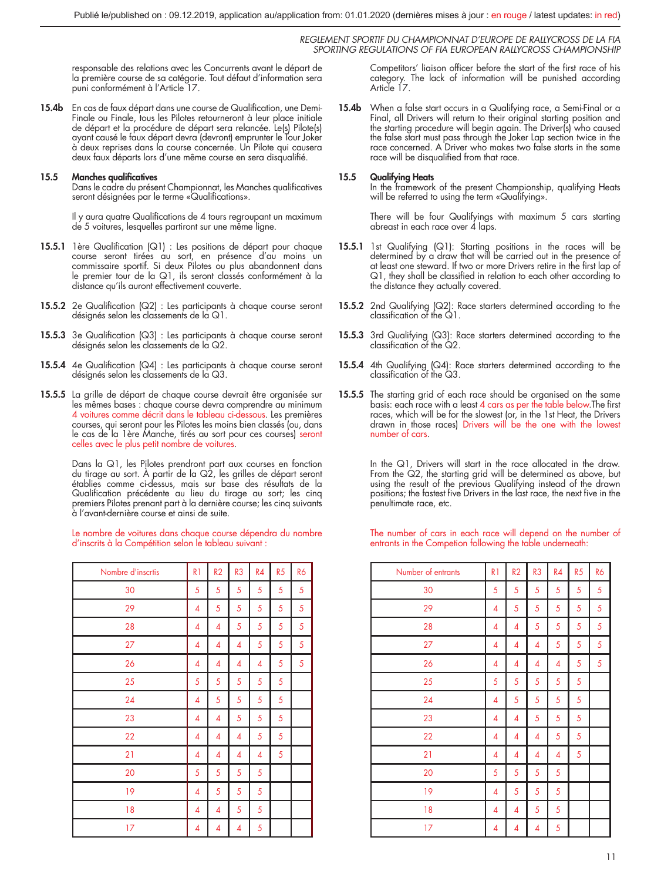Publié le/published on : 09.12.2019, application au/application from: 01.01.2020 (dernières mises à jour : en rouge / latest updates: in red)

responsable des relations avec les Concurrents avant le départ de la première course de sa catégorie. Tout défaut d'information sera puni conformément à l'Article 17.

**15.4b** En cas de faux départ dans une course de Qualification, une Demi-Finale ou Finale, tous les Pilotes retourneront à leur place initiale de départ et la procédure de départ sera relancée. Le(s) Pilote(s) ayant causé le faux départ devra (devront) emprunter le Tour Joker à deux reprises dans la course concernée. Un Pilote qui causera deux faux départs lors d'une même course en sera disqualifié.

### 15.5 Manches qualificatives

Dans le cadre du présent Championnat, les Manches qualificatives seront désignées par le terme «Qualifications».

Il y aura quatre Qualifications de 4 tours regroupant un maximum de 5 voitures, lesquelles partiront sur une même ligne.

**15.5.1** 1ère Qualification (Q1) : Les positions de départ pour chaque course seront tirées au sort, en présence d'au moins un commissaire sportif. Si deux Pilotes ou plus abandonnent dans le premier tour de la Q1, ils seront classés conformément à la distance qu'ils auront effectivement couverte.

**15.5.2** 2e Qualification (Q2) : Les participants à chaque course seront désignés selon les classements de la Q1.

**15.5.3** 3e Qualification (Q3) : Les participants à chaque course seront désignés selon les classements de la Q2.

**15.5.4** 4e Qualification (Q4) : Les participants à chaque course seront désignés selon les classements de la Q3.

**15.5.5** La grille de départ de chaque course devrait être organisée sur les mêmes bases : chaque course devra comprendre au minimum 4 voitures comme décrit dans le tableau ci-dessous. Les premières courses, qui seront pour les Pilotes les moins bien classés (ou, dans le cas de la 1ère Manche, tirés au sort pour ces courses) seront celles avec le plus petit nombre de voitures.

Dans la Q1, les Pilotes prendront part aux courses en fonction du tirage au sort. À partir de la Q2, les grilles de départ seront établies comme ci-dessus, mais sur base des résultats de la Qualification précédente au lieu du tirage au sort; les cinq premiers Pilotes prenant part à la dernière course; les cinq suivants à l'avant-dernière course et ainsi de suite.

Le nombre de voitures dans chaque course dépendra du nombre d'inscrits à la Compétition selon le tableau suivant :

| Nombre d'inscrtis | R1 | R2 | R3 | R4 | R5 | R6 |
|---|---|---|---|---|---|---|
| 30 | 5 | 5 | 5 | 5 | 5 | 5 |
| 29 | 4 | 5 | 5 | 5 | 5 | 5 |
| 28 | 4 | 4 | 5 | 5 | 5 | 5 |
| 27 | 4 | 4 | 4 | 5 | 5 | 5 |
| 26 | 4 | 4 | 4 | 4 | 5 | 5 |
| 25 | 5 | 5 | 5 | 5 | 5 | |
| 24 | 4 | 5 | 5 | 5 | 5 | |
| 23 | 4 | 4 | 5 | 5 | 5 | |
| 22 | 4 | 4 | 4 | 5 | 5 | |
| 21 | 4 | 4 | 4 | 4 | 5 | |
| 20 | 5 | 5 | 5 | 5 | | |
| 19 | 4 | 5 | 5 | 5 | | |
| 18 | 4 | 4 | 5 | 5 | | |
| 17 | 4 | 4 | 4 | 5 | | |

Competitors' liaison officer before the start of the first race of his category. The lack of information will be punished according Article 17.

**15.4b** When a false start occurs in a Qualifying race, a Semi-Final or a Final, all Drivers will return to their original starting position and the starting procedure will begin again. The Driver(s) who caused the false start must pass through the Joker Lap section twice in the race concerned. A Driver who makes two false starts in the same race will be disqualified from that race.

### 15.5 Qualifying Heats

In the framework of the present Championship, qualifying Heats will be referred to using the term «Qualifying».

There will be four Qualifyings with maximum 5 cars starting abreast in each race over 4 laps.

**15.5.1** 1st Qualifying (Q1): Starting positions in the races will be determined by a draw that will be carried out in the presence of at least one steward. If two or more Drivers retire in the first lap of Q1, they shall be classified in relation to each other according to the distance they actually covered.

**15.5.2** 2nd Qualifying (Q2): Race starters determined according to the classification of the Q1.

**15.5.3** 3rd Qualifying (Q3): Race starters determined according to the classification of the Q2.

**15.5.4** 4th Qualifying (Q4): Race starters determined according to the classification of the Q3.

**15.5.5** The starting grid of each race should be organised on the same basis: each race with a least 4 cars as per the table below.The first races, which will be for the slowest (or, in the 1st Heat, the Drivers drawn in those races) Drivers will be the one with the lowest number of cars.

In the Q1, Drivers will start in the race allocated in the draw. From the Q2, the starting grid will be determined as above, but using the result of the previous Qualifying instead of the drawn positions; the fastest five Drivers in the last race, the next five in the penultimate race, etc.

The number of cars in each race will depend on the number of entrants in the Competion following the table underneath:

| Number of entrants | R1 | R2 | R3 | R4 | R5 | R6 |
|---|---|---|---|---|---|---|
| 30 | 5 | 5 | 5 | 5 | 5 | 5 |
| 29 | 4 | 5 | 5 | 5 | 5 | 5 |
| 28 | 4 | 4 | 5 | 5 | 5 | 5 |
| 27 | 4 | 4 | 4 | 5 | 5 | 5 |
| 26 | 4 | 4 | 4 | 4 | 5 | 5 |
| 25 | 5 | 5 | 5 | 5 | 5 | |
| 24 | 4 | 5 | 5 | 5 | 5 | |
| 23 | 4 | 4 | 5 | 5 | 5 | |
| 22 | 4 | 4 | 4 | 5 | 5 | |
| 21 | 4 | 4 | 4 | 4 | 5 | |
| 20 | 5 | 5 | 5 | 5 | | |
| 19 | 4 | 5 | 5 | 5 | | |
| 18 | 4 | 4 | 5 | 5 | | |
| 17 | 4 | 4 | 4 | 5 | | |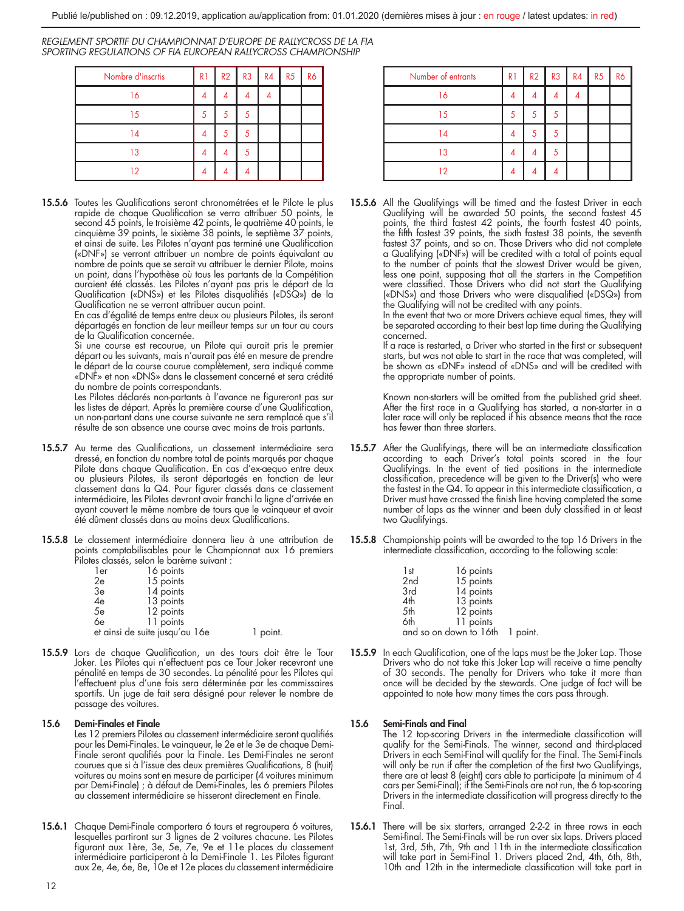Publié le/published on : 09.12.2019, application au/application from: 01.01.2020 (dernières mises à jour : en rouge / latest updates: in red)

*REGLEMENT SPORTIF DU CHAMPIONNAT D'EUROPE DE RALLYCROSS DE LA FIA*
*SPORTING REGULATIONS OF FIA EUROPEAN RALLYCROSS CHAMPIONSHIP*

| Nombre d'inscrits | R1 | R2 | R3 | R4 | R5 | R6 |
|---|---|---|---|---|---|---|
| 16 | 4 | 4 | 4 | 4 | | |
| 15 | 5 | 5 | 5 | | | |
| 14 | 4 | 5 | 5 | | | |
| 13 | 4 | 4 | 5 | | | |
| 12 | 4 | 4 | 4 | | | |

**15.5.6** Toutes les Qualifications seront chronométrées et le Pilote le plus rapide de chaque Qualification se verra attribuer 50 points, le second 45 points, le troisième 42 points, le quatrième 40 points, le cinquième 39 points, le sixième 38 points, le septième 37 points, et ainsi de suite. Les Pilotes n'ayant pas terminé une Qualification («DNF») se verront attribuer un nombre de points équivalant au nombre de points que se serait vu attribuer le dernier Pilote, moins un point, dans l'hypothèse où tous les partants de la Compétition auraient été classés. Les Pilotes n'ayant pas pris le départ de la Qualification («DNS») et les Pilotes disqualifiés («DSQ») de la Qualification ne se verront attribuer aucun point.
En cas d'égalité de temps entre deux ou plusieurs Pilotes, ils seront départagés en fonction de leur meilleur temps sur un tour au cours de la Qualification concernée.
Si une course est recourue, un Pilote qui aurait pris le premier départ ou les suivants, mais n'aurait pas été en mesure de prendre le départ de la course courue complètement, sera indiqué comme «DNF» et non «DNS» dans le classement concerné et sera crédité du nombre de points correspondants.
Les Pilotes déclarés non-partants à l'avance ne figureront pas sur les listes de départ. Après la première course d'une Qualification, un non-partant dans une course suivante ne sera remplacé que s'il résulte de son absence une course avec moins de trois partants.

**15.5.7** Au terme des Qualifications, un classement intermédiaire sera dressé, en fonction du nombre total de points marqués par chaque Pilote dans chaque Qualification. En cas d'ex-aequo entre deux ou plusieurs Pilotes, ils seront départagés en fonction de leur classement dans la Q4. Pour figurer classés dans ce classement intermédiaire, les Pilotes devront avoir franchi la ligne d'arrivée en ayant couvert le même nombre de tours que le vainqueur et avoir été dûment classés dans au moins deux Qualifications.

**15.5.8** Le classement intermédiaire donnera lieu à une attribution de points comptabilisables pour le Championnat aux 16 premiers Pilotes classés, selon le barème suivant :

| | |
|---|---|
| 1er | 16 points |
| 2e | 15 points |
| 3e | 14 points |
| 4e | 13 points |
| 5e | 12 points |
| 6e | 11 points |
| et ainsi de suite jusqu'au 16e | 1 point. |

**15.5.9** Lors de chaque Qualification, un des tours doit être le Tour Joker. Les Pilotes qui n'effectuent pas ce Tour Joker recevront une pénalité en temps de 30 secondes. La pénalité pour les Pilotes qui l'effectuent plus d'une fois sera déterminée par les commissaires sportifs. Un juge de fait sera désigné pour relever le nombre de passage des voitures.

**15.6 Demi-Finales et Finale**
Les 12 premiers Pilotes au classement intermédiaire seront qualifiés pour les Demi-Finales. Le vainqueur, le 2e et le 3e de chaque Demi-Finale seront qualifiés pour la Finale. Les Demi-Finales ne seront courues que si à l'issue des deux premières Qualifications, 8 (huit) voitures au moins sont en mesure de participer (4 voitures minimum par Demi-Finale) ; à défaut de Demi-Finales, les 6 premiers Pilotes au classement intermédiaire se hisseront directement en Finale.

**15.6.1** Chaque Demi-Finale comportera 6 tours et regroupera 6 voitures, lesquelles partiront sur 3 lignes de 2 voitures chacune. Les Pilotes figurant aux 1ère, 3e, 5e, 7e, 9e et 11e places du classement intermédiaire participeront à la Demi-Finale 1. Les Pilotes figurant aux 2e, 4e, 6e, 8e, 10e et 12e places du classement intermédiaire

| Number of entrants | R1 | R2 | R3 | R4 | R5 | R6 |
|---|---|---|---|---|---|---|
| 16 | 4 | 4 | 4 | 4 | | |
| 15 | 5 | 5 | 5 | | | |
| 14 | 4 | 5 | 5 | | | |
| 13 | 4 | 4 | 5 | | | |
| 12 | 4 | 4 | 4 | | | |

**15.5.6** All the Qualifyings will be timed and the fastest Driver in each Qualifying will be awarded 50 points, the second fastest 45 points, the third fastest 42 points, the fourth fastest 40 points, the fifth fastest 39 points, the sixth fastest 38 points, the seventh fastest 37 points, and so on. Those Drivers who did not complete a Qualifying («DNF») will be credited with a total of points equal to the number of points that the slowest Driver would be given, less one point, supposing that all the starters in the Competition were classified. Those Drivers who did not start the Qualifying («DNS») and those Drivers who were disqualified («DSQ») from the Qualifying will not be credited with any points.
In the event that two or more Drivers achieve equal times, they will be separated according to their best lap time during the Qualifying concerned.
If a race is restarted, a Driver who started in the first or subsequent starts, but was not able to start in the race that was completed, will be shown as «DNF» instead of «DNS» and will be credited with the appropriate number of points.

Known non-starters will be omitted from the published grid sheet. After the first race in a Qualifying has started, a non-starter in a later race will only be replaced if his absence means that the race has fewer than three starters.

**15.5.7** After the Qualifyings, there will be an intermediate classification according to each Driver's total points scored in the four Qualifyings. In the event of tied positions in the intermediate classification, precedence will be given to the Driver(s) who were the fastest in the Q4. To appear in this intermediate classification, a Driver must have crossed the finish line having completed the same number of laps as the winner and been duly classified in at least two Qualifyings.

**15.5.8** Championship points will be awarded to the top 16 Drivers in the intermediate classification, according to the following scale:

| | |
|---|---|
| 1st | 16 points |
| 2nd | 15 points |
| 3rd | 14 points |
| 4th | 13 points |
| 5th | 12 points |
| 6th | 11 points |
| and so on down to 16th | 1 point. |

**15.5.9** In each Qualification, one of the laps must be the Joker Lap. Those Drivers who do not take this Joker Lap will receive a time penalty of 30 seconds. The penalty for Drivers who take it more than once will be decided by the stewards. One judge of fact will be appointed to note how many times the cars pass through.

**15.6 Semi-Finals and Final**
The 12 top-scoring Drivers in the intermediate classification will qualify for the Semi-Finals. The winner, second and third-placed Drivers in each Semi-Final will qualify for the Final. The Semi-Finals will only be run if after the completion of the first two Qualifyings, there are at least 8 (eight) cars able to participate (a minimum of 4 cars per Semi-Final); if the Semi-Finals are not run, the 6 top-scoring Drivers in the intermediate classification will progress directly to the Final.

**15.6.1** There will be six starters, arranged 2-2-2 in three rows in each Semi-Final. The Semi-Finals will be run over six laps. Drivers placed 1st, 3rd, 5th, 7th, 9th and 11th in the intermediate classification will take part in Semi-Final 1. Drivers placed 2nd, 4th, 6th, 8th, 10th and 12th in the intermediate classification will take part in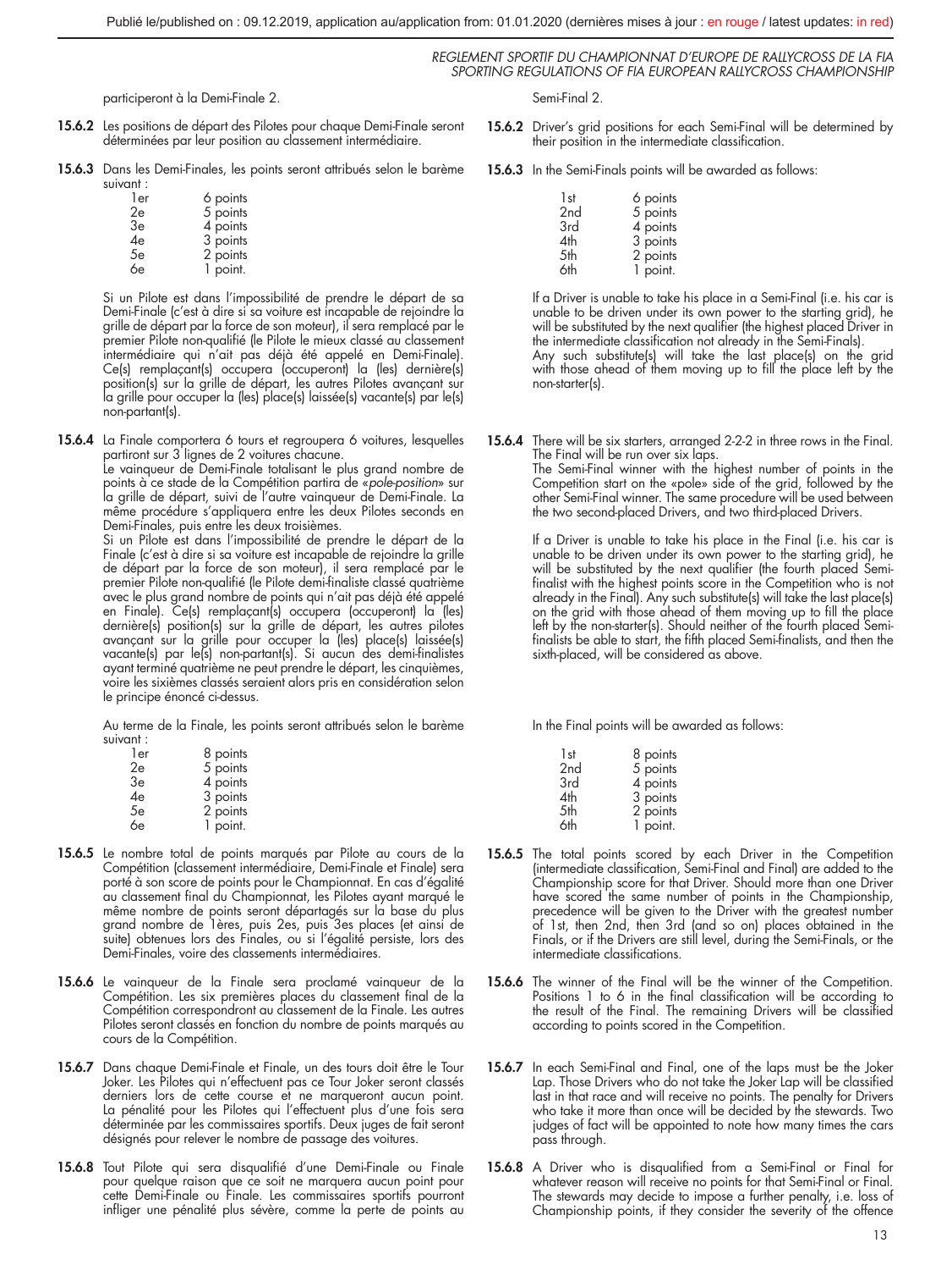participeront à la Demi-Finale 2.

**15.6.2** Les positions de départ des Pilotes pour chaque Demi-Finale seront déterminées par leur position au classement intermédiaire.

**15.6.3** Dans les Demi-Finales, les points seront attribués selon le barème suivant :

| | |
|---|---|
| 1er | 6 points |
| 2e | 5 points |
| 3e | 4 points |
| 4e | 3 points |
| 5e | 2 points |
| 6e | 1 point. |

Si un Pilote est dans l'impossibilité de prendre le départ de sa Demi-Finale (c'est à dire si sa voiture est incapable de rejoindre la grille de départ par la force de son moteur), il sera remplacé par le premier Pilote non-qualifié (le Pilote le mieux classé au classement intermédiaire qui n'ait pas déjà été appelé en Demi-Finale). Ce(s) remplaçant(s) occupera (occuperont) la (les) dernière(s) position(s) sur la grille de départ, les autres Pilotes avançant sur la grille pour occuper la (les) place(s) laissée(s) vacante(s) par le(s) non-partant(s).

**15.6.4** La Finale comportera 6 tours et regroupera 6 voitures, lesquelles partiront sur 3 lignes de 2 voitures chacune.
Le vainqueur de Demi-Finale totalisant le plus grand nombre de points à ce stade de la Compétition partira de «*pole-position*» sur la grille de départ, suivi de l'autre vainqueur de Demi-Finale. La même procédure s'appliquera entre les deux Pilotes seconds en Demi-Finales, puis entre les deux troisièmes.
Si un Pilote est dans l'impossibilité de prendre le départ de la Finale (c'est à dire si sa voiture est incapable de rejoindre la grille de départ par la force de son moteur), il sera remplacé par le premier Pilote non-qualifié (le Pilote demi-finaliste classé quatrième avec le plus grand nombre de points qui n'ait pas déjà été appelé en Finale). Ce(s) remplaçant(s) occupera (occuperont) la (les) dernière(s) position(s) sur la grille de départ, les autres pilotes avançant sur la grille pour occuper la (les) place(s) laissée(s) vacante(s) par le(s) non-partant(s). Si aucun des demi-finalistes ayant terminé quatrième ne peut prendre le départ, les cinquièmes, voire les sixièmes classés seraient alors pris en considération selon le principe énoncé ci-dessus.

Au terme de la Finale, les points seront attribués selon le barème suivant :

| | |
|---|---|
| 1er | 8 points |
| 2e | 5 points |
| 3e | 4 points |
| 4e | 3 points |
| 5e | 2 points |
| 6e | 1 point. |

**15.6.5** Le nombre total de points marqués par Pilote au cours de la Compétition (classement intermédiaire, Demi-Finale et Finale) sera porté à son score de points pour le Championnat. En cas d'égalité au classement final du Championnat, les Pilotes ayant marqué le même nombre de points seront départagés sur la base du plus grand nombre de 1ères, puis 2es, puis 3es places (et ainsi de suite) obtenues lors des Finales, ou si l'égalité persiste, lors des Demi-Finales, voire des classements intermédiaires.

**15.6.6** Le vainqueur de la Finale sera proclamé vainqueur de la Compétition. Les six premières places du classement final de la Compétition correspondront au classement de la Finale. Les autres Pilotes seront classés en fonction du nombre de points marqués au cours de la Compétition.

**15.6.7** Dans chaque Demi-Finale et Finale, un des tours doit être le Tour Joker. Les Pilotes qui n'effectuent pas ce Tour Joker seront classés derniers lors de cette course et ne marqueront aucun point. La pénalité pour les Pilotes qui l'effectuent plus d'une fois sera déterminée par les commissaires sportifs. Deux juges de fait seront désignés pour relever le nombre de passage des voitures.

**15.6.8** Tout Pilote qui sera disqualifié d'une Demi-Finale ou Finale pour quelque raison que ce soit ne marquera aucun point pour cette Demi-Finale ou Finale. Les commissaires sportifs pourront infliger une pénalité plus sévère, comme la perte de points au

Semi-Final 2.

**15.6.2** Driver's grid positions for each Semi-Final will be determined by their position in the intermediate classification.

**15.6.3** In the Semi-Finals points will be awarded as follows:

| | |
|---|---|
| 1st | 6 points |
| 2nd | 5 points |
| 3rd | 4 points |
| 4th | 3 points |
| 5th | 2 points |
| 6th | 1 point. |

If a Driver is unable to take his place in a Semi-Final (i.e. his car is unable to be driven under its own power to the starting grid), he will be substituted by the next qualifier (the highest placed Driver in the intermediate classification not already in the Semi-Finals).
Any such substitute(s) will take the last place(s) on the grid with those ahead of them moving up to fill the place left by the non-starter(s).

**15.6.4** There will be six starters, arranged 2-2-2 in three rows in the Final. The Final will be run over six laps.
The Semi-Final winner with the highest number of points in the Competition start on the «pole» side of the grid, followed by the other Semi-Final winner. The same procedure will be used between the two second-placed Drivers, and two third-placed Drivers.

If a Driver is unable to take his place in the Final (i.e. his car is unable to be driven under its own power to the starting grid), he will be substituted by the next qualifier (the fourth placed Semi-finalist with the highest points score in the Competition who is not already in the Final). Any such substitute(s) will take the last place(s) on the grid with those ahead of them moving up to fill the place left by the non-starter(s). Should neither of the fourth placed Semi-finalists be able to start, the fifth placed Semi-finalists, and then the sixth-placed, will be considered as above.

In the Final points will be awarded as follows:

| | |
|---|---|
| 1st | 8 points |
| 2nd | 5 points |
| 3rd | 4 points |
| 4th | 3 points |
| 5th | 2 points |
| 6th | 1 point. |

**15.6.5** The total points scored by each Driver in the Competition (intermediate classification, Semi-Final and Final) are added to the Championship score for that Driver. Should more than one Driver have scored the same number of points in the Championship, precedence will be given to the Driver with the greatest number of 1st, then 2nd, then 3rd (and so on) places obtained in the Finals, or if the Drivers are still level, during the Semi-Finals, or the intermediate classifications.

**15.6.6** The winner of the Final will be the winner of the Competition. Positions 1 to 6 in the final classification will be according to the result of the Final. The remaining Drivers will be classified according to points scored in the Competition.

**15.6.7** In each Semi-Final and Final, one of the laps must be the Joker Lap. Those Drivers who do not take the Joker Lap will be classified last in that race and will receive no points. The penalty for Drivers who take it more than once will be decided by the stewards. Two judges of fact will be appointed to note how many times the cars pass through.

**15.6.8** A Driver who is disqualified from a Semi-Final or Final for whatever reason will receive no points for that Semi-Final or Final. The stewards may decide to impose a further penalty, i.e. loss of Championship points, if they consider the severity of the offence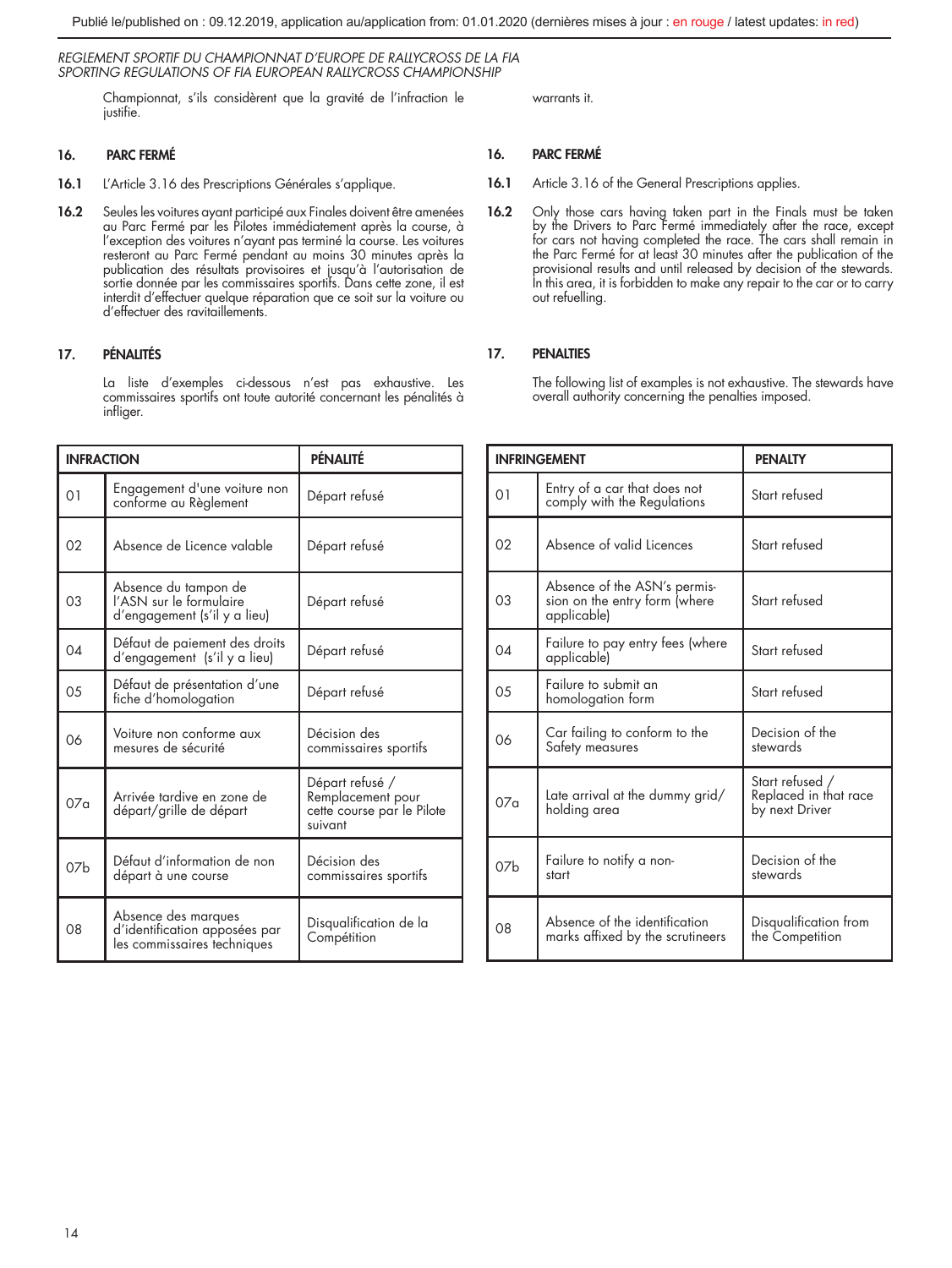Championnat, s'ils considèrent que la gravité de l'infraction le justifie.

warrants it.

## 16. PARC FERMÉ

**16.1** L'Article 3.16 des Prescriptions Générales s'applique.

**16.2** Seules les voitures ayant participé aux Finales doivent être amenées au Parc Fermé par les Pilotes immédiatement après la course, à l'exception des voitures n'ayant pas terminé la course. Les voitures resteront au Parc Fermé pendant au moins 30 minutes après la publication des résultats provisoires et jusqu'à l'autorisation de sortie donnée par les commissaires sportifs. Dans cette zone, il est interdit d'effectuer quelque réparation que ce soit sur la voiture ou d'effectuer des ravitaillements.

## 17. PÉNALITÉS

La liste d'exemples ci-dessous n'est pas exhaustive. Les commissaires sportifs ont toute autorité concernant les pénalités à infliger.

| INFRACTION | | PÉNALITÉ |
|---|---|---|
| 01 | Engagement d'une voiture non conforme au Règlement | Départ refusé |
| 02 | Absence de Licence valable | Départ refusé |
| 03 | Absence du tampon de l'ASN sur le formulaire d'engagement (s'il y a lieu) | Départ refusé |
| 04 | Défaut de paiement des droits d'engagement (s'il y a lieu) | Départ refusé |
| 05 | Défaut de présentation d'une fiche d'homologation | Départ refusé |
| 06 | Voiture non conforme aux mesures de sécurité | Décision des commissaires sportifs |
| 07a | Arrivée tardive en zone de départ/grille de départ | Départ refusé / Remplacement pour cette course par le Pilote suivant |
| 07b | Défaut d'information de non départ à une course | Décision des commissaires sportifs |
| 08 | Absence des marques d'identification apposées par les commissaires techniques | Disqualification de la Compétition |

## 16. PARC FERMÉ

**16.1** Article 3.16 of the General Prescriptions applies.

**16.2** Only those cars having taken part in the Finals must be taken by the Drivers to Parc Fermé immediately after the race, except for cars not having completed the race. The cars shall remain in the Parc Fermé for at least 30 minutes after the publication of the provisional results and until released by decision of the stewards. In this area, it is forbidden to make any repair to the car or to carry out refuelling.

## 17. PENALTIES

The following list of examples is not exhaustive. The stewards have overall authority concerning the penalties imposed.

| INFRINGEMENT | | PENALTY |
|---|---|---|
| 01 | Entry of a car that does not comply with the Regulations | Start refused |
| 02 | Absence of valid Licences | Start refused |
| 03 | Absence of the ASN's permission on the entry form (where applicable) | Start refused |
| 04 | Failure to pay entry fees (where applicable) | Start refused |
| 05 | Failure to submit an homologation form | Start refused |
| 06 | Car failing to conform to the Safety measures | Decision of the stewards |
| 07a | Late arrival at the dummy grid/ holding area | Start refused / Replaced in that race by next Driver |
| 07b | Failure to notify a non-start | Decision of the stewards |
| 08 | Absence of the identification marks affixed by the scrutineers | Disqualification from the Competition |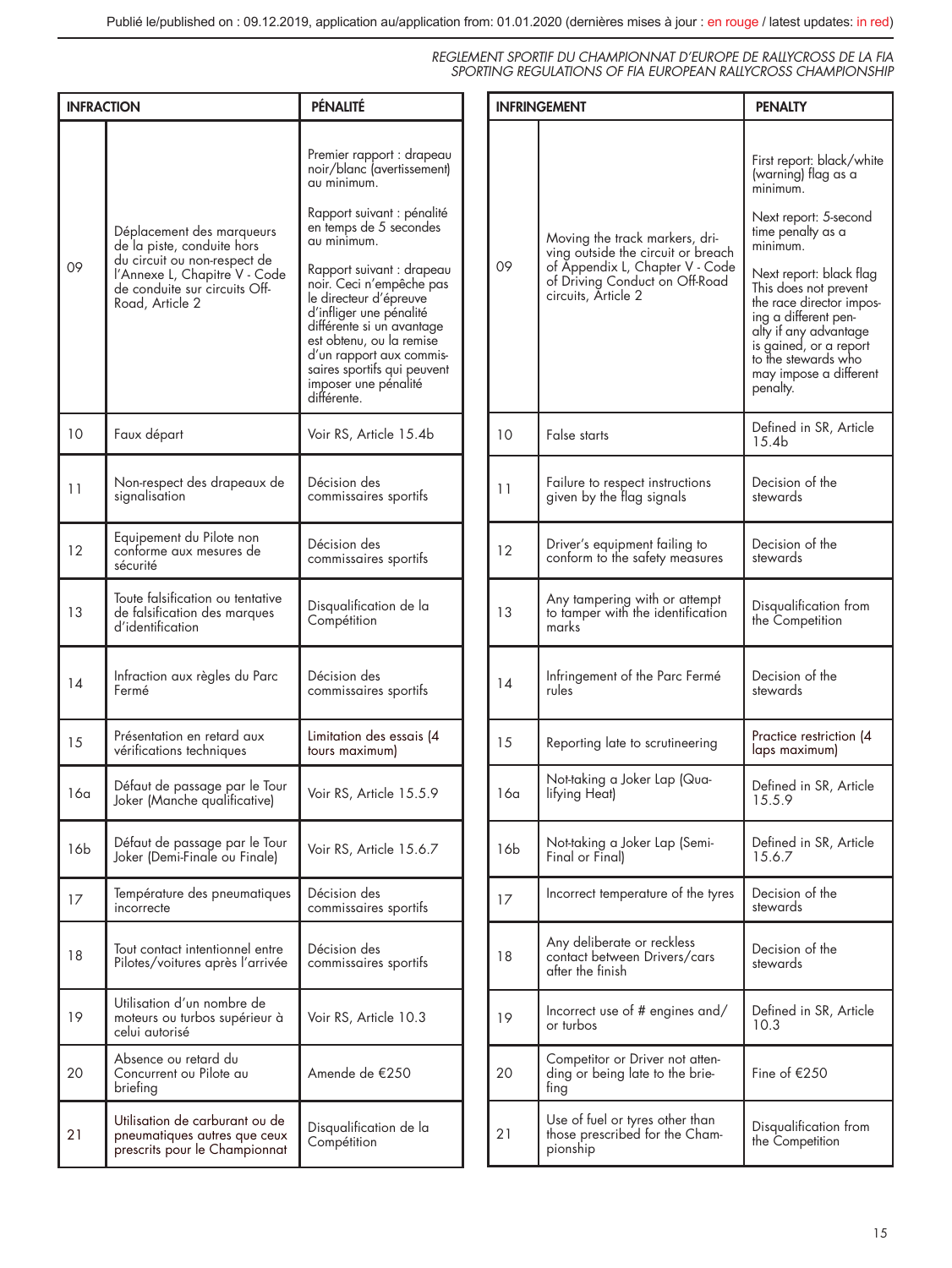| INFRACTION | | PÉNALITÉ |
|---|---|---|
| 09 | Déplacement des marqueurs de la piste, conduite hors du circuit ou non-respect de l'Annexe L, Chapitre V - Code de conduite sur circuits Off-Road, Article 2 | Premier rapport : drapeau noir/blanc (avertissement) au minimum.<br><br>Rapport suivant : pénalité en temps de 5 secondes au minimum.<br><br>Rapport suivant : drapeau noir. Ceci n'empêche pas le directeur d'épreuve d'infliger une pénalité différente si un avantage est obtenu, ou la remise d'un rapport aux commissaires sportifs qui peuvent imposer une pénalité différente. |
| 10 | Faux départ | Voir RS, Article 15.4b |
| 11 | Non-respect des drapeaux de signalisation | Décision des commissaires sportifs |
| 12 | Equipement du Pilote non conforme aux mesures de sécurité | Décision des commissaires sportifs |
| 13 | Toute falsification ou tentative de falsification des marques d'identification | Disqualification de la Compétition |
| 14 | Infraction aux règles du Parc Fermé | Décision des commissaires sportifs |
| 15 | Présentation en retard aux vérifications techniques | Limitation des essais (4 tours maximum) |
| 16a | Défaut de passage par le Tour Joker (Manche qualificative) | Voir RS, Article 15.5.9 |
| 16b | Défaut de passage par le Tour Joker (Demi-Finale ou Finale) | Voir RS, Article 15.6.7 |
| 17 | Température des pneumatiques incorrecte | Décision des commissaires sportifs |
| 18 | Tout contact intentionnel entre Pilotes/voitures après l'arrivée | Décision des commissaires sportifs |
| 19 | Utilisation d'un nombre de moteurs ou turbos supérieur à celui autorisé | Voir RS, Article 10.3 |
| 20 | Absence ou retard du Concurrent ou Pilote au briefing | Amende de €250 |
| 21 | Utilisation de carburant ou de pneumatiques autres que ceux prescrits pour le Championnat | Disqualification de la Compétition |

| INFRINGEMENT | | PENALTY |
|---|---|---|
| 09 | Moving the track markers, driving outside the circuit or breach of Appendix L, Chapter V - Code of Driving Conduct on Off-Road circuits, Article 2 | First report: black/white (warning) flag as a minimum.<br><br>Next report: 5-second time penalty as a minimum.<br><br>Next report: black flag This does not prevent the race director imposing a different penalty if any advantage is gained, or a report to the stewards who may impose a different penalty. |
| 10 | False starts | Defined in SR, Article 15.4b |
| 11 | Failure to respect instructions given by the flag signals | Decision of the stewards |
| 12 | Driver's equipment failing to conform to the safety measures | Decision of the stewards |
| 13 | Any tampering with or attempt to tamper with the identification marks | Disqualification from the Competition |
| 14 | Infringement of the Parc Fermé rules | Decision of the stewards |
| 15 | Reporting late to scrutineering | Practice restriction (4 laps maximum) |
| 16a | Not-taking a Joker Lap (Qualifying Heat) | Defined in SR, Article 15.5.9 |
| 16b | Not-taking a Joker Lap (Semi-Final or Final) | Defined in SR, Article 15.6.7 |
| 17 | Incorrect temperature of the tyres | Decision of the stewards |
| 18 | Any deliberate or reckless contact between Drivers/cars after the finish | Decision of the stewards |
| 19 | Incorrect use of # engines and/or turbos | Defined in SR, Article 10.3 |
| 20 | Competitor or Driver not attending or being late to the briefing | Fine of €250 |
| 21 | Use of fuel or tyres other than those prescribed for the Championship | Disqualification from the Competition |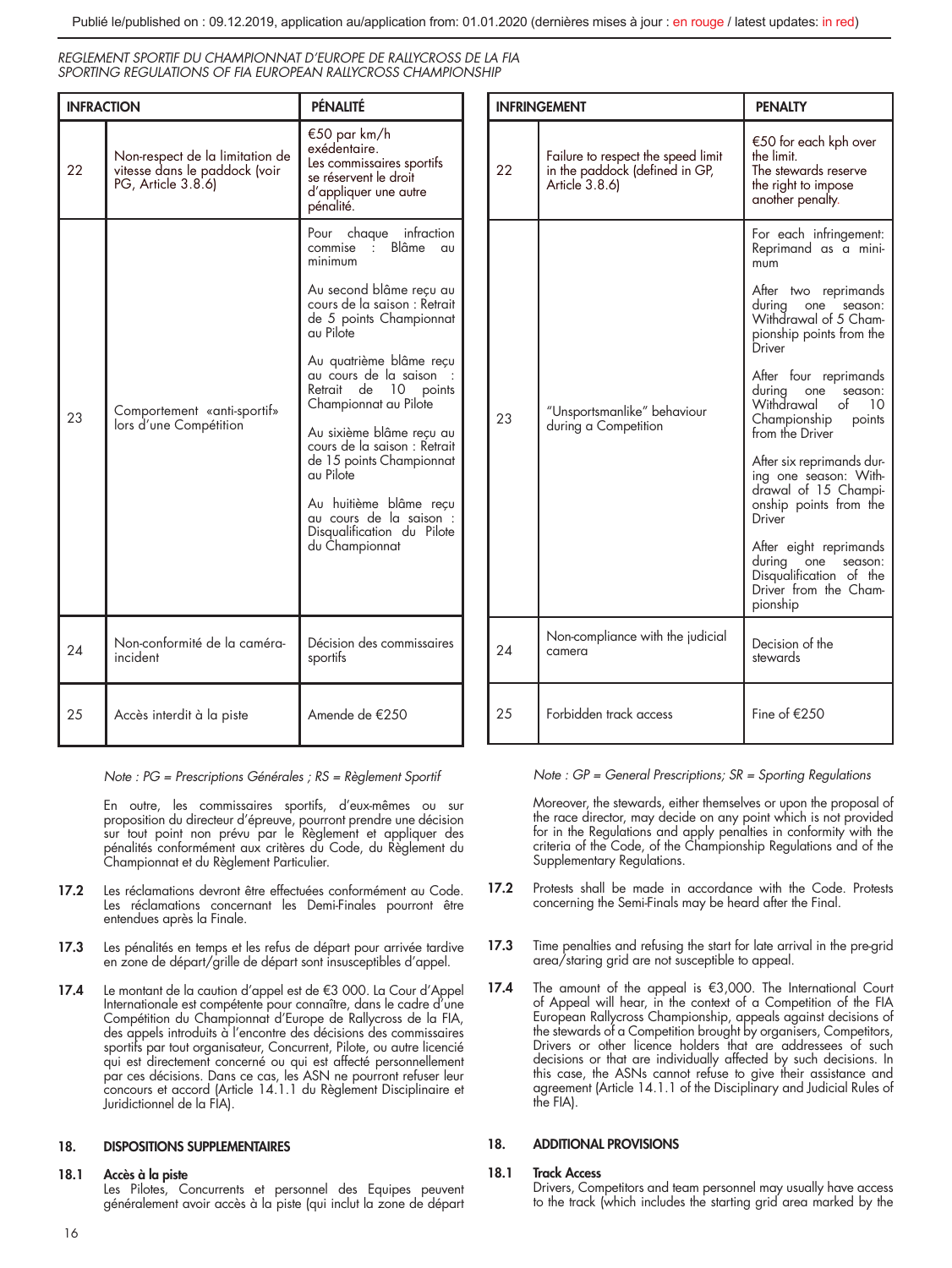| INFRACTION | | PÉNALITÉ |
|---|---|---|
| 22 | Non-respect de la limitation de vitesse dans le paddock (voir PG, Article 3.8.6) | €50 par km/h exédentaire. Les commissaires sportifs se réservent le droit d'appliquer une autre pénalité. |
| 23 | Comportement «anti-sportif» lors d'une Compétition | Pour chaque infraction commise : Blâme au minimum<br><br>Au second blâme reçu au cours de la saison : Retrait de 5 points Championnat au Pilote<br><br>Au quatrième blâme reçu au cours de la saison : Retrait de 10 points Championnat au Pilote<br><br>Au sixième blâme reçu au cours de la saison : Retrait de 15 points Championnat au Pilote<br><br>Au huitième blâme reçu au cours de la saison : Disqualification du Pilote du Championnat |
| 24 | Non-conformité de la caméra-incident | Décision des commissaires sportifs |
| 25 | Accès interdit à la piste | Amende de €250 |

*Note : PG = Prescriptions Générales ; RS = Règlement Sportif*

En outre, les commissaires sportifs, d'eux-mêmes ou sur proposition du directeur d'épreuve, pourront prendre une décision sur tout point non prévu par le Règlement et appliquer des pénalités conformément aux critères du Code, du Règlement du Championnat et du Règlement Particulier.

**17.2** Les réclamations devront être effectuées conformément au Code. Les réclamations concernant les Demi-Finales pourront être entendues après la Finale.

**17.3** Les pénalités en temps et les refus de départ pour arrivée tardive en zone de départ/grille de départ sont insusceptibles d'appel.

**17.4** Le montant de la caution d'appel est de €3 000. La Cour d'Appel Internationale est compétente pour connaître, dans le cadre d'une Compétition du Championnat d'Europe de Rallycross de la FIA, des appels introduits à l'encontre des décisions des commissaires sportifs par tout organisateur, Concurrent, Pilote, ou autre licencié qui est directement concerné ou qui est affecté personnellement par ces décisions. Dans ce cas, les ASN ne pourront refuser leur concours et accord (Article 14.1.1 du Règlement Disciplinaire et Juridictionnel de la FIA).

## 18. DISPOSITIONS SUPPLEMENTAIRES

**18.1 Accès à la piste**
Les Pilotes, Concurrents et personnel des Equipes peuvent généralement avoir accès à la piste (qui inclut la zone de départ

| INFRINGEMENT | | PENALTY |
|---|---|---|
| 22 | Failure to respect the speed limit in the paddock (defined in GP, Article 3.8.6) | €50 for each kph over the limit. The stewards reserve the right to impose another penalty. |
| 23 | "Unsportsmanlike" behaviour during a Competition | For each infringement: Reprimand as a minimum<br><br>After two reprimands during one season: Withdrawal of 5 Championship points from the Driver<br><br>After four reprimands during one season: Withdrawal of 10 Championship points from the Driver<br><br>After six reprimands during one season: Withdrawal of 15 Championship points from the Driver<br><br>After eight reprimands during one season: Disqualification of the Driver from the Championship |
| 24 | Non-compliance with the judicial camera | Decision of the stewards |
| 25 | Forbidden track access | Fine of €250 |

*Note : GP = General Prescriptions; SR = Sporting Regulations*

Moreover, the stewards, either themselves or upon the proposal of the race director, may decide on any point which is not provided for in the Regulations and apply penalties in conformity with the criteria of the Code, of the Championship Regulations and of the Supplementary Regulations.

**17.2** Protests shall be made in accordance with the Code. Protests concerning the Semi-Finals may be heard after the Final.

**17.3** Time penalties and refusing the start for late arrival in the pre-grid area/staring grid are not susceptible to appeal.

**17.4** The amount of the appeal is €3,000. The International Court of Appeal will hear, in the context of a Competition of the FIA European Rallycross Championship, appeals against decisions of the stewards of a Competition brought by organisers, Competitors, Drivers or other licence holders that are addressees of such decisions or that are individually affected by such decisions. In this case, the ASNs cannot refuse to give their assistance and agreement (Article 14.1.1 of the Disciplinary and Judicial Rules of the FIA).

## 18. ADDITIONAL PROVISIONS

**18.1 Track Access**
Drivers, Competitors and team personnel may usually have access to the track (which includes the starting grid area marked by the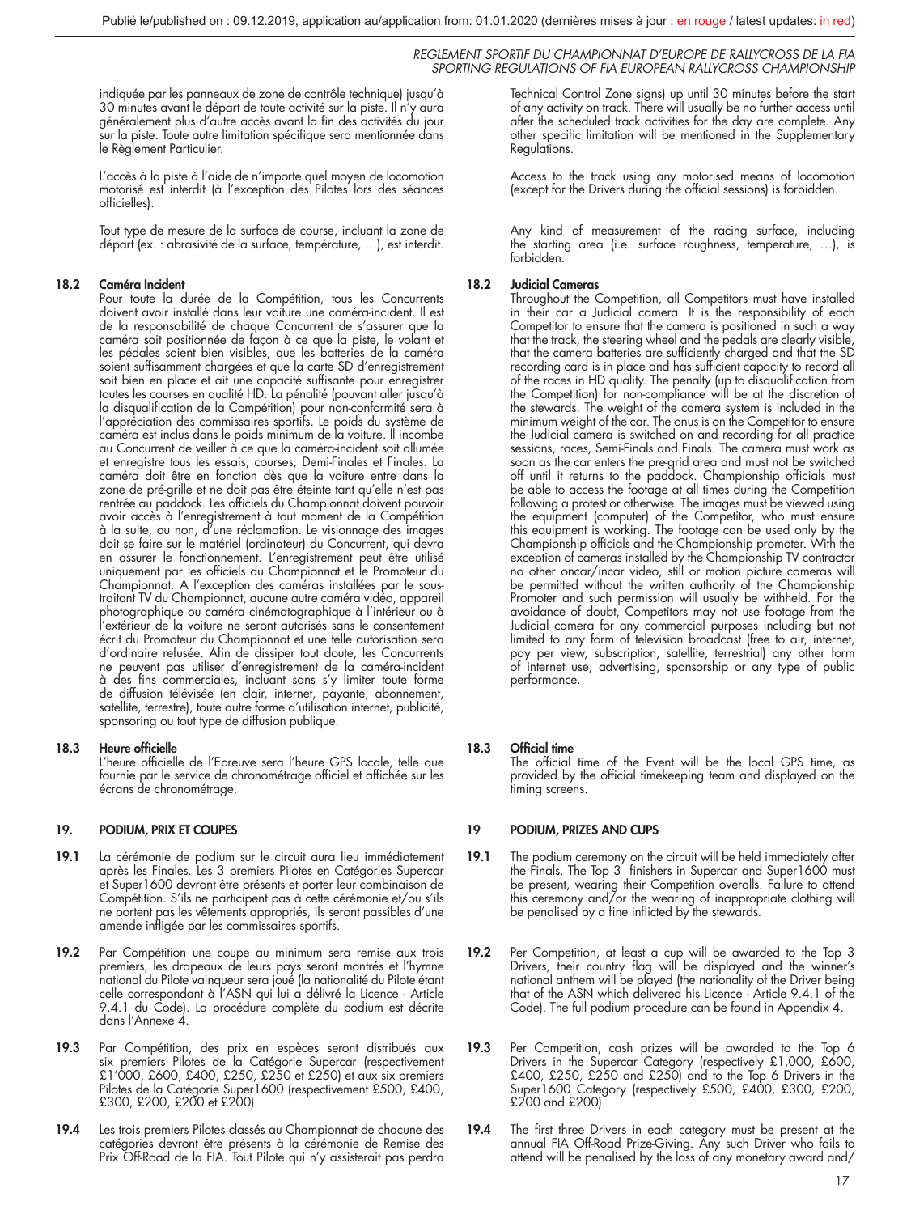indiquée par les panneaux de zone de contrôle technique) jusqu'à 30 minutes avant le départ de toute activité sur la piste. Il n'y aura généralement plus d'autre accès avant la fin des activités du jour sur la piste. Toute autre limitation spécifique sera mentionnée dans le Règlement Particulier.

L'accès à la piste à l'aide de n'importe quel moyen de locomotion motorisé est interdit (à l'exception des Pilotes lors des séances officielles).

Tout type de mesure de la surface de course, incluant la zone de départ (ex. : abrasivité de la surface, température, …), est interdit.

### 18.2 Caméra Incident

Pour toute la durée de la Compétition, tous les Concurrents doivent avoir installé dans leur voiture une caméra-incident. Il est de la responsabilité de chaque Concurrent de s'assurer que la caméra soit positionnée de façon à ce que la piste, le volant et les pédales soient bien visibles, que les batteries de la caméra soient suffisamment chargées et que la carte SD d'enregistrement soit bien en place et ait une capacité suffisante pour enregistrer toutes les courses en qualité HD. La pénalité (pouvant aller jusqu'à la disqualification de la Compétition) pour non-conformité sera à l'appréciation des commissaires sportifs. Le poids du système de caméra est inclus dans le poids minimum de la voiture. Il incombe au Concurrent de veiller à ce que la caméra-incident soit allumée et enregistre tous les essais, courses, Demi-Finales et Finales. La caméra doit être en fonction dès que la voiture entre dans la zone de pré-grille et ne doit pas être éteinte tant qu'elle n'est pas rentrée au paddock. Les officiels du Championnat doivent pouvoir avoir accès à l'enregistrement à tout moment de la Compétition à la suite, ou non, d'une réclamation. Le visionnage des images doit se faire sur le matériel (ordinateur) du Concurrent, qui devra en assurer le fonctionnement. L'enregistrement peut être utilisé uniquement par les officiels du Championnat et le Promoteur du Championnat. A l'exception des caméras installées par le sous-traitant TV du Championnat, aucune autre caméra vidéo, appareil photographique ou caméra cinématographique à l'intérieur ou à l'extérieur de la voiture ne seront autorisés sans le consentement écrit du Promoteur du Championnat et une telle autorisation sera d'ordinaire refusée. Afin de dissiper tout doute, les Concurrents ne peuvent pas utiliser d'enregistrement de la caméra-incident à des fins commerciales, incluant sans s'y limiter toute forme de diffusion télévisée (en clair, internet, payante, abonnement, satellite, terrestre), toute autre forme d'utilisation internet, publicité, sponsoring ou tout type de diffusion publique.

### 18.3 Heure officielle

L'heure officielle de l'Epreuve sera l'heure GPS locale, telle que fournie par le service de chronométrage officiel et affichée sur les écrans de chronométrage.

## 19. PODIUM, PRIX ET COUPES

**19.1** La cérémonie de podium sur le circuit aura lieu immédiatement après les Finales. Les 3 premiers Pilotes en Catégories Supercar et Super1600 devront être présents et porter leur combinaison de Compétition. S'ils ne participent pas à cette cérémonie et/ou s'ils ne portent pas les vêtements appropriés, ils seront passibles d'une amende infligée par les commissaires sportifs.

**19.2** Par Compétition une coupe au minimum sera remise aux trois premiers, les drapeaux de leurs pays seront montrés et l'hymne national du Pilote vainqueur sera joué (la nationalité du Pilote étant celle correspondant à l'ASN qui lui a délivré la Licence - Article 9.4.1 du Code). La procédure complète du podium est décrite dans l'Annexe 4.

**19.3** Par Compétition, des prix en espèces seront distribués aux six premiers Pilotes de la Catégorie Supercar (respectivement £1'000, £600, £400, £250, £250 et £250) et aux six premiers Pilotes de la Catégorie Super1600 (respectivement £500, £400, £300, £200, £200 et £200).

**19.4** Les trois premiers Pilotes classés au Championnat de chacune des catégories devront être présents à la cérémonie de Remise des Prix Off-Road de la FIA. Tout Pilote qui n'y assisterait pas perdra

---

Technical Control Zone signs) up until 30 minutes before the start of any activity on track. There will usually be no further access until after the scheduled track activities for the day are complete. Any other specific limitation will be mentioned in the Supplementary Regulations.

Access to the track using any motorised means of locomotion (except for the Drivers during the official sessions) is forbidden.

Any kind of measurement of the racing surface, including the starting area (i.e. surface roughness, temperature, …), is forbidden.

### 18.2 Judicial Cameras

Throughout the Competition, all Competitors must have installed in their car a Judicial camera. It is the responsibility of each Competitor to ensure that the camera is positioned in such a way that the track, the steering wheel and the pedals are clearly visible, that the camera batteries are sufficiently charged and that the SD recording card is in place and has sufficient capacity to record all of the races in HD quality. The penalty (up to disqualification from the Competition) for non-compliance will be at the discretion of the stewards. The weight of the camera system is included in the minimum weight of the car. The onus is on the Competitor to ensure the Judicial camera is switched on and recording for all practice sessions, races, Semi-Finals and Finals. The camera must work as soon as the car enters the pre-grid area and must not be switched off until it returns to the paddock. Championship officials must be able to access the footage at all times during the Competition following a protest or otherwise. The images must be viewed using the equipment (computer) of the Competitor, who must ensure this equipment is working. The footage can be used only by the Championship officials and the Championship promoter. With the exception of cameras installed by the Championship TV contractor no other oncar/incar video, still or motion picture cameras will be permitted without the written authority of the Championship Promoter and such permission will usually be withheld. For the avoidance of doubt, Competitors may not use footage from the Judicial camera for any commercial purposes including but not limited to any form of television broadcast (free to air, internet, pay per view, subscription, satellite, terrestrial) any other form of internet use, advertising, sponsorship or any type of public performance.

### 18.3 Official time

The official time of the Event will be the local GPS time, as provided by the official timekeeping team and displayed on the timing screens.

## 19 PODIUM, PRIZES AND CUPS

**19.1** The podium ceremony on the circuit will be held immediately after the Finals. The Top 3 finishers in Supercar and Super1600 must be present, wearing their Competition overalls. Failure to attend this ceremony and/or the wearing of inappropriate clothing will be penalised by a fine inflicted by the stewards.

**19.2** Per Competition, at least a cup will be awarded to the Top 3 Drivers, their country flag will be displayed and the winner's national anthem will be played (the nationality of the Driver being that of the ASN which delivered his Licence - Article 9.4.1 of the Code). The full podium procedure can be found in Appendix 4.

**19.3** Per Competition, cash prizes will be awarded to the Top 6 Drivers in the Supercar Category (respectively £1,000, £600, £400, £250, £250 and £250) and to the Top 6 Drivers in the Super1600 Category (respectively £500, £400, £300, £200, £200 and £200).

**19.4** The first three Drivers in each category must be present at the annual FIA Off-Road Prize-Giving. Any such Driver who fails to attend will be penalised by the loss of any monetary award and/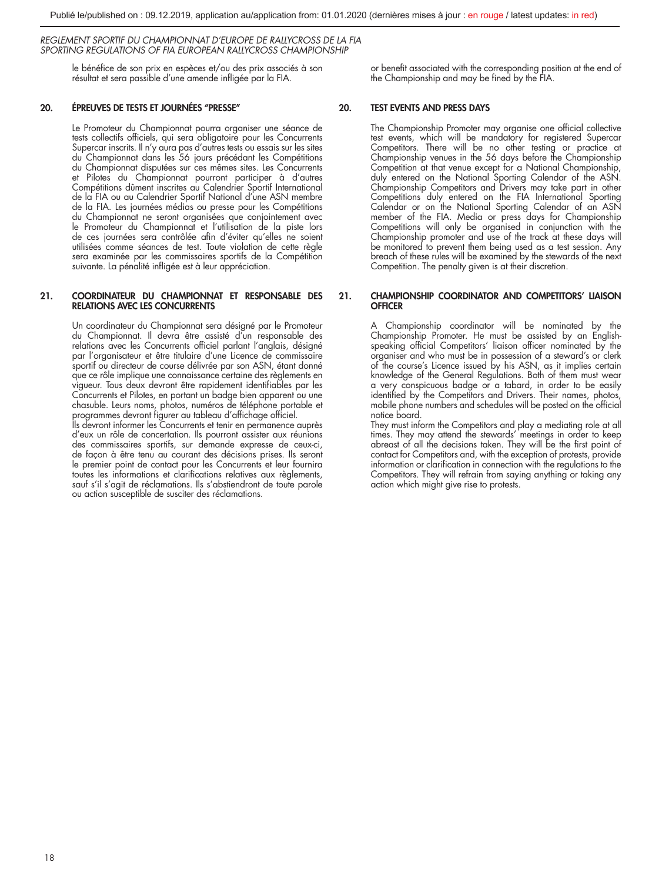le bénéfice de son prix en espèces et/ou des prix associés à son résultat et sera passible d'une amende infligée par la FIA.

or benefit associated with the corresponding position at the end of the Championship and may be fined by the FIA.

## 20. ÉPREUVES DE TESTS ET JOURNÉES "PRESSE"

Le Promoteur du Championnat pourra organiser une séance de tests collectifs officiels, qui sera obligatoire pour les Concurrents Supercar inscrits. Il n'y aura pas d'autres tests ou essais sur les sites du Championnat dans les 56 jours précédant les Compétitions du Championnat disputées sur ces mêmes sites. Les Concurrents et Pilotes du Championnat pourront participer à d'autres Compétitions dûment inscrites au Calendrier Sportif International de la FIA ou au Calendrier Sportif National d'une ASN membre de la FIA. Les journées médias ou presse pour les Compétitions du Championnat ne seront organisées que conjointement avec le Promoteur du Championnat et l'utilisation de la piste lors de ces journées sera contrôlée afin d'éviter qu'elles ne soient utilisées comme séances de test. Toute violation de cette règle sera examinée par les commissaires sportifs de la Compétition suivante. La pénalité infligée est à leur appréciation.

## 20. TEST EVENTS AND PRESS DAYS

The Championship Promoter may organise one official collective test events, which will be mandatory for registered Supercar Competitors. There will be no other testing or practice at Championship venues in the 56 days before the Championship Competition at that venue except for a National Championship, duly entered on the National Sporting Calendar of the ASN. Championship Competitors and Drivers may take part in other Competitions duly entered on the FIA International Sporting Calendar or on the National Sporting Calendar of an ASN member of the FIA. Media or press days for Championship Competitions will only be organised in conjunction with the Championship promoter and use of the track at these days will be monitored to prevent them being used as a test session. Any breach of these rules will be examined by the stewards of the next Competition. The penalty given is at their discretion.

## 21. COORDINATEUR DU CHAMPIONNAT ET RESPONSABLE DES RELATIONS AVEC LES CONCURRENTS

Un coordinateur du Championnat sera désigné par le Promoteur du Championnat. Il devra être assisté d'un responsable des relations avec les Concurrents officiel parlant l'anglais, désigné par l'organisateur et être titulaire d'une Licence de commissaire sportif ou directeur de course délivrée par son ASN, étant donné que ce rôle implique une connaissance certaine des règlements en vigueur. Tous deux devront être rapidement identifiables par les Concurrents et Pilotes, en portant un badge bien apparent ou une chasuble. Leurs noms, photos, numéros de téléphone portable et programmes devront figurer au tableau d'affichage officiel.

Ils devront informer les Concurrents et tenir en permanence auprès d'eux un rôle de concertation. Ils pourront assister aux réunions des commissaires sportifs, sur demande expresse de ceux-ci, de façon à être tenu au courant des décisions prises. Ils seront le premier point de contact pour les Concurrents et leur fournira toutes les informations et clarifications relatives aux règlements, sauf s'il s'agit de réclamations. Ils s'abstiendront de toute parole ou action susceptible de susciter des réclamations.

## 21. CHAMPIONSHIP COORDINATOR AND COMPETITORS' LIAISON OFFICER

A Championship coordinator will be nominated by the Championship Promoter. He must be assisted by an English-speaking official Competitors' liaison officer nominated by the organiser and who must be in possession of a steward's or clerk of the course's Licence issued by his ASN, as it implies certain knowledge of the General Regulations. Both of them must wear a very conspicuous badge or a tabard, in order to be easily identified by the Competitors and Drivers. Their names, photos, mobile phone numbers and schedules will be posted on the official notice board.

They must inform the Competitors and play a mediating role at all times. They may attend the stewards' meetings in order to keep abreast of all the decisions taken. They will be the first point of contact for Competitors and, with the exception of protests, provide information or clarification in connection with the regulations to the Competitors. They will refrain from saying anything or taking any action which might give rise to protests.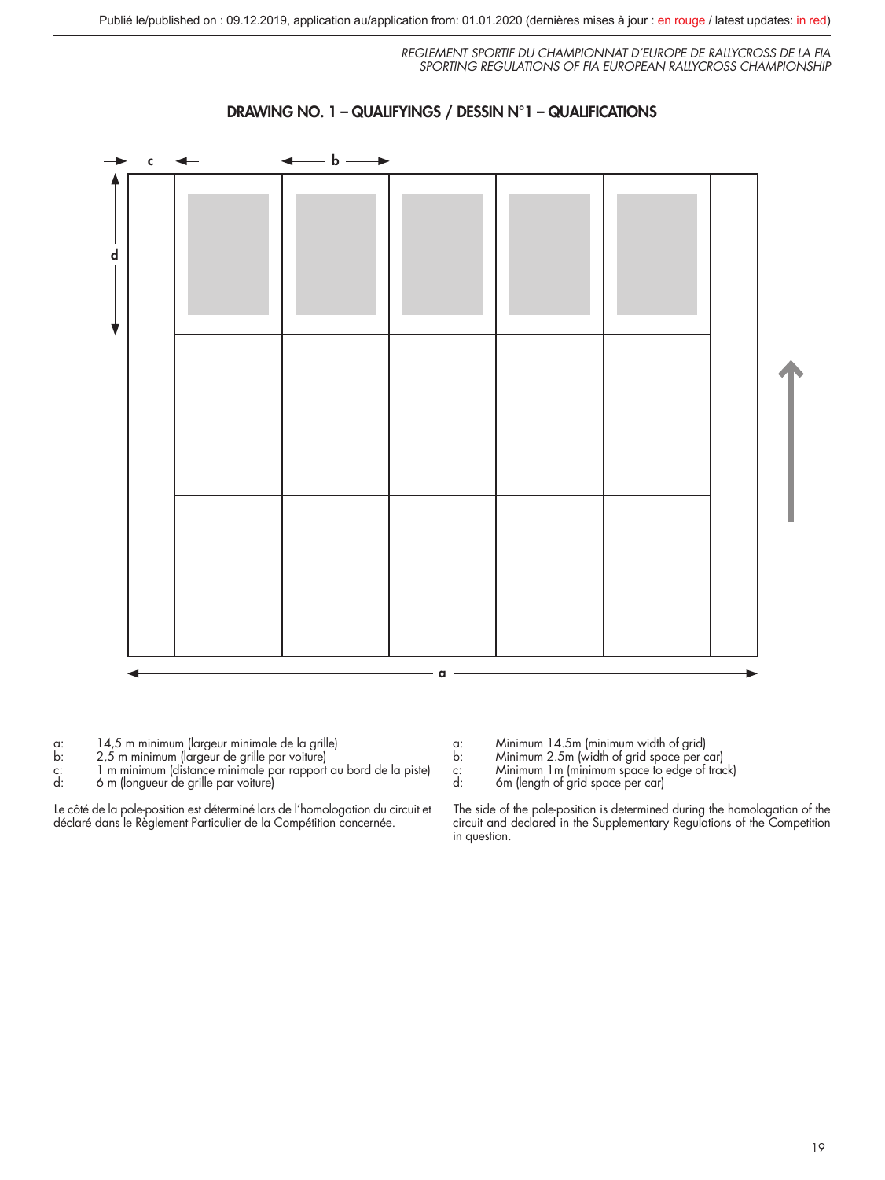Publié le/published on : 09.12.2019, application au/application from: 01.01.2020 (dernières mises à jour : en rouge / latest updates: in red)

## DRAWING NO. 1 – QUALIFYINGS / DESSIN N°1 – QUALIFICATIONS

a: 14,5 m minimum (largeur minimale de la grille)
b: 2,5 m minimum (largeur de grille par voiture)
c: 1 m minimum (distance minimale par rapport au bord de la piste)
d: 6 m (longueur de grille par voiture)

Le côté de la pole-position est déterminé lors de l'homologation du circuit et déclaré dans le Règlement Particulier de la Compétition concernée.

a: Minimum 14.5m (minimum width of grid)
b: Minimum 2.5m (width of grid space per car)
c: Minimum 1m (minimum space to edge of track)
d: 6m (length of grid space per car)

The side of the pole-position is determined during the homologation of the circuit and declared in the Supplementary Regulations of the Competition in question.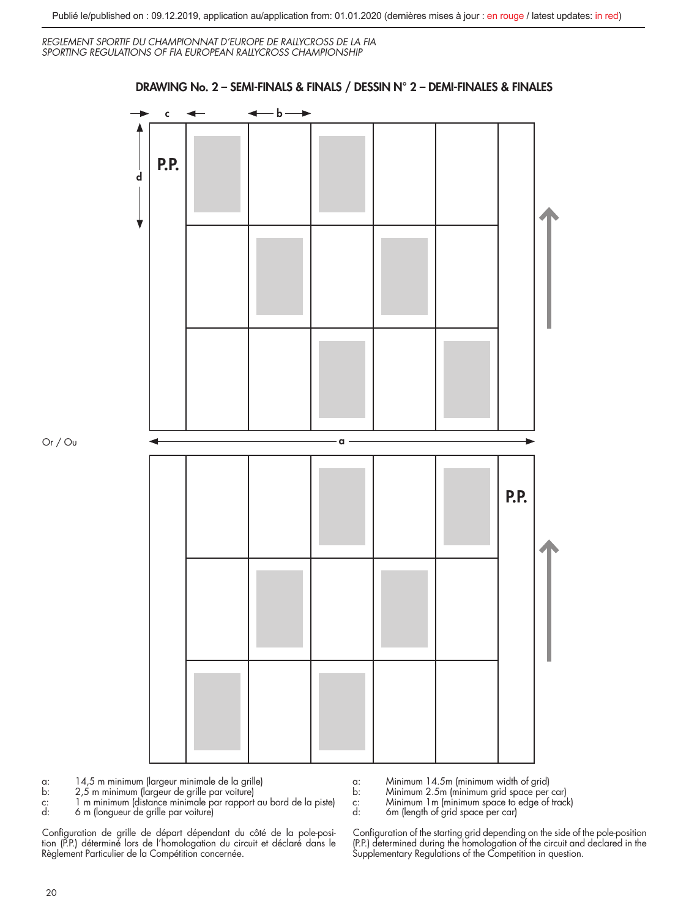## DRAWING No. 2 – SEMI-FINALS & FINALS / DESSIN N° 2 – DEMI-FINALES & FINALES

c b

d

P.P.

Or / Ou

a

P.P.

a: 14,5 m minimum (largeur minimale de la grille)
b: 2,5 m minimum (largeur de grille par voiture)
c: 1 m minimum (distance minimale par rapport au bord de la piste)
d: 6 m (longueur de grille par voiture)

Configuration de grille de départ dépendant du côté de la pole-position (P.P.) déterminé lors de l'homologation du circuit et déclaré dans le Règlement Particulier de la Compétition concernée.

a: Minimum 14.5m (minimum width of grid)
b: Minimum 2.5m (minimum grid space per car)
c: Minimum 1m (minimum space to edge of track)
d: 6m (length of grid space per car)

Configuration of the starting grid depending on the side of the pole-position (P.P.) determined during the homologation of the circuit and declared in the Supplementary Regulations of the Competition in question.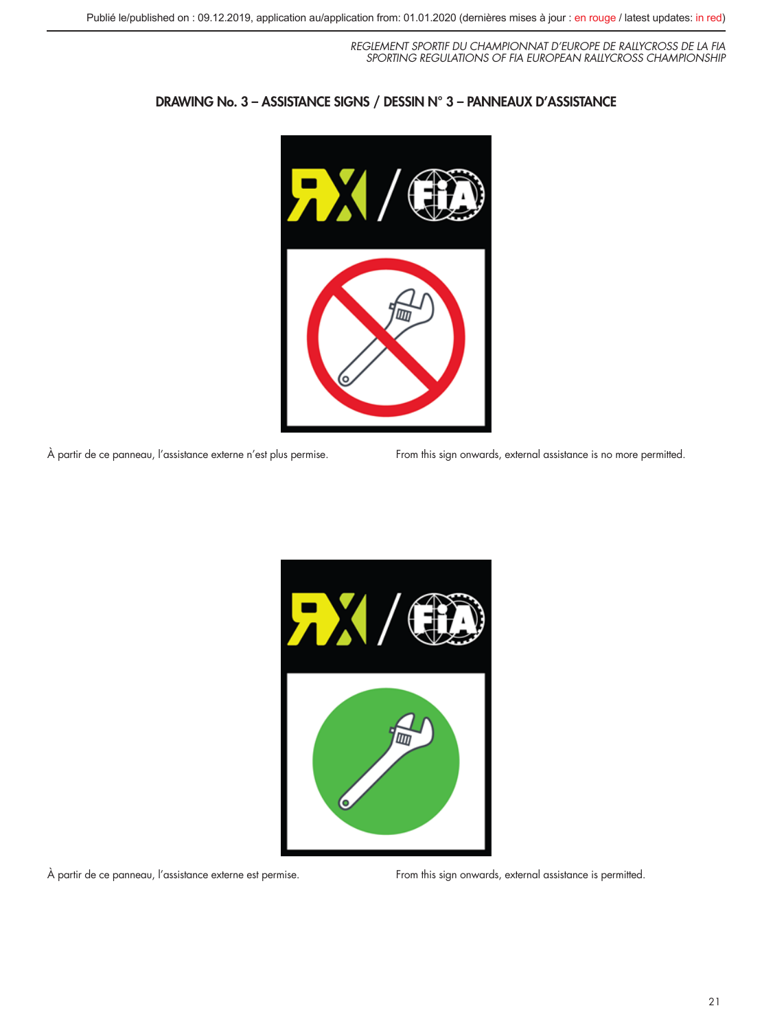## DRAWING No. 3 – ASSISTANCE SIGNS / DESSIN N° 3 – PANNEAUX D'ASSISTANCE

À partir de ce panneau, l'assistance externe n'est plus permise.

From this sign onwards, external assistance is no more permitted.

À partir de ce panneau, l'assistance externe est permise.

From this sign onwards, external assistance is permitted.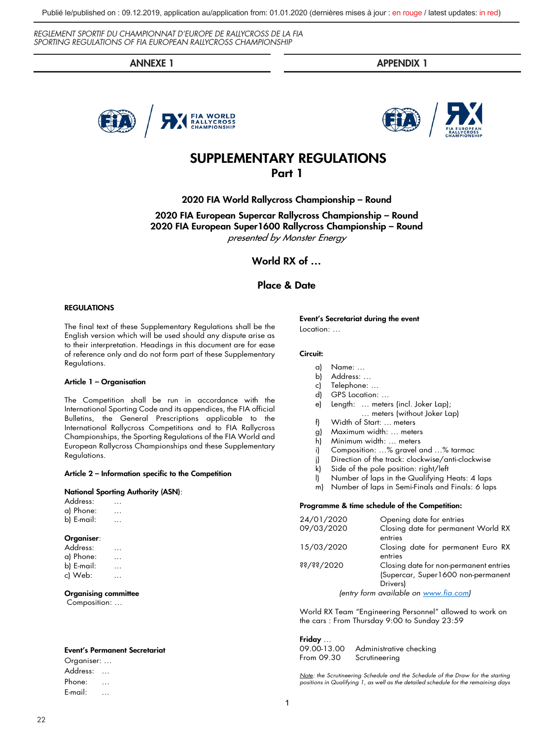ANNEXE 1 / APPENDIX 1

# SUPPLEMENTARY REGULATIONS
## Part 1

### 2020 FIA World Rallycross Championship – Round

### 2020 FIA European Supercar Rallycross Championship – Round
### 2020 FIA European Super1600 Rallycross Championship – Round
*presented by Monster Energy*

### World RX of …

### Place & Date

**REGULATIONS**

The final text of these Supplementary Regulations shall be the English version which will be used should any dispute arise as to their interpretation. Headings in this document are for ease of reference only and do not form part of these Supplementary Regulations.

**Article 1 – Organisation**

The Competition shall be run in accordance with the International Sporting Code and its appendices, the FIA official Bulletins, the General Prescriptions applicable to the International Rallycross Competitions and to FIA Rallycross Championships, the Sporting Regulations of the FIA World and European Rallycross Championships and these Supplementary Regulations.

**Article 2 – Information specific to the Competition**

**National Sporting Authority (ASN)**:
Address: …
a) Phone: …
b) E-mail: …

**Organiser**:
Address: …
a) Phone: …
b) E-mail: …
c) Web: …

**Organising committee**
Composition: …

**Event's Permanent Secretariat**
Organiser: …
Address: …
Phone: …
E-mail: …

**Event's Secretariat during the event**
Location: …

**Circuit:**

a) Name: …
b) Address: …
c) Telephone: …
d) GPS Location: …
e) Length: … meters (incl. Joker Lap); … meters (without Joker Lap)
f) Width of Start: … meters
g) Maximum width: … meters
h) Minimum width: … meters
i) Composition: …% gravel and …% tarmac
j) Direction of the track: clockwise/anti-clockwise
k) Side of the pole position: right/left
l) Number of laps in the Qualifying Heats: 4 laps
m) Number of laps in Semi-Finals and Finals: 6 laps

**Programme & time schedule of the Competition:**

| | |
|---|---|
| 24/01/2020 | Opening date for entries |
| 09/03/2020 | Closing date for permanent World RX entries |
| 15/03/2020 | Closing date for permanent Euro RX entries |
| ??/??/2020 | Closing date for non-permanent entries (Supercar, Super1600 non-permanent Drivers) |

*(entry form available on www.fia.com)*

World RX Team "Engineering Personnel" allowed to work on the cars : From Thursday 9:00 to Sunday 23:59

**Friday** …
09.00-13.00 Administrative checking
From 09.30 Scrutineering

*Note: the Scrutineering Schedule and the Schedule of the Draw for the starting positions in Qualifying 1, as well as the detailed schedule for the remaining days*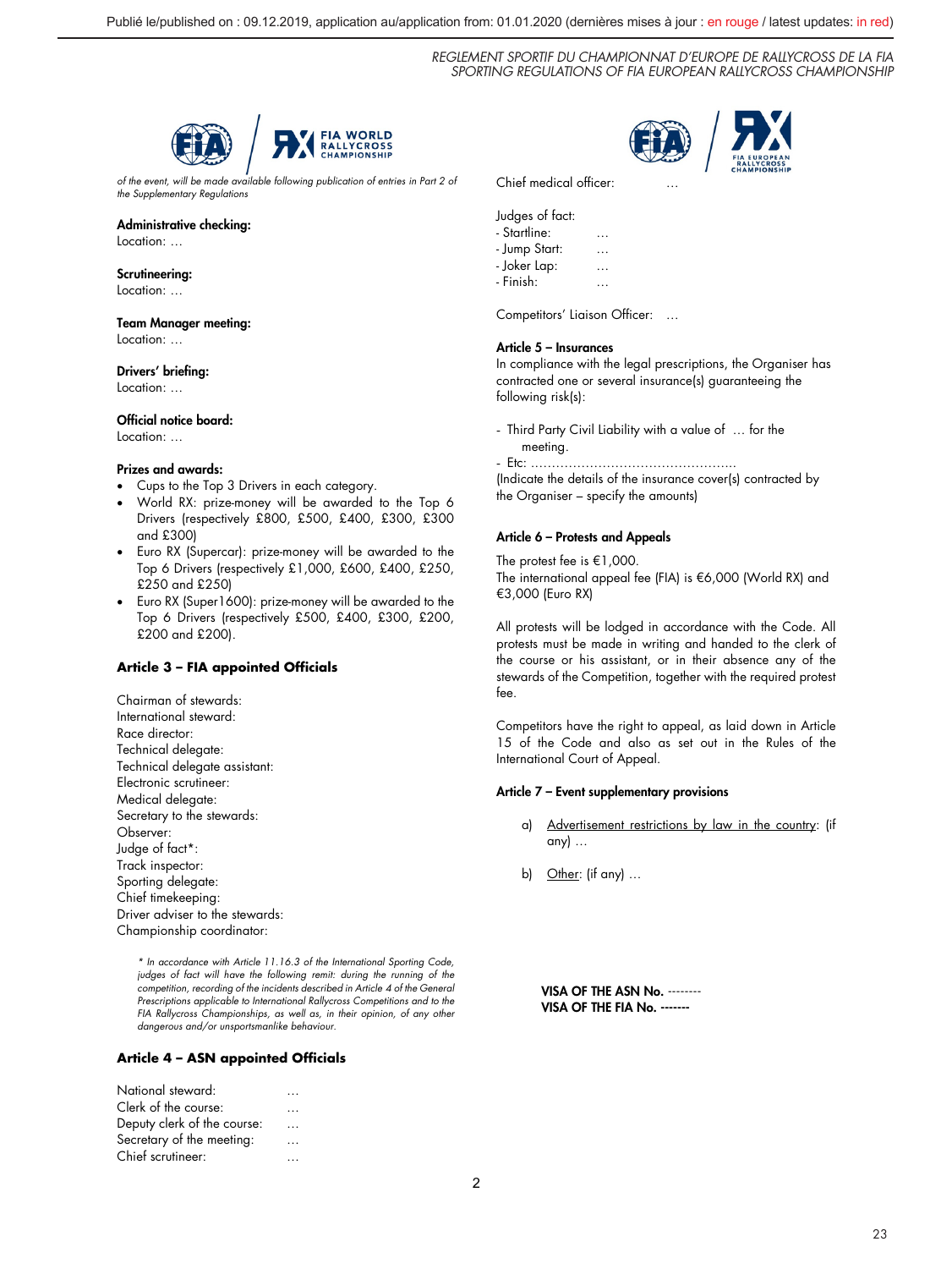of the event, will be made available following publication of entries in Part 2 of the Supplementary Regulations

**Administrative checking:**
Location: …

**Scrutineering:**
Location: …

**Team Manager meeting:**
Location: …

**Drivers' briefing:**
Location: …

**Official notice board:**
Location: …

**Prizes and awards:**

- Cups to the Top 3 Drivers in each category.
- World RX: prize-money will be awarded to the Top 6 Drivers (respectively £800, £500, £400, £300, £300 and £300)
- Euro RX (Supercar): prize-money will be awarded to the Top 6 Drivers (respectively £1,000, £600, £400, £250, £250 and £250)
- Euro RX (Super1600): prize-money will be awarded to the Top 6 Drivers (respectively £500, £400, £300, £200, £200 and £200).

### Article 3 – FIA appointed Officials

Chairman of stewards:
International steward:
Race director:
Technical delegate:
Technical delegate assistant:
Electronic scrutineer:
Medical delegate:
Secretary to the stewards:
Observer:
Judge of fact*:
Track inspector:
Sporting delegate:
Chief timekeeping:
Driver adviser to the stewards:
Championship coordinator:

*\* In accordance with Article 11.16.3 of the International Sporting Code, judges of fact will have the following remit: during the running of the competition, recording of the incidents described in Article 4 of the General Prescriptions applicable to International Rallycross Competitions and to the FIA Rallycross Championships, as well as, in their opinion, of any other dangerous and/or unsportsmanlike behaviour.*

### Article 4 – ASN appointed Officials

National steward: …
Clerk of the course: …
Deputy clerk of the course: …
Secretary of the meeting: …
Chief scrutineer: …
Chief medical officer: …

Judges of fact:
- Startline: …
- Jump Start: …
- Joker Lap: …
- Finish: …

Competitors' Liaison Officer: …

### Article 5 – Insurances

In compliance with the legal prescriptions, the Organiser has contracted one or several insurance(s) guaranteeing the following risk(s):

- Third Party Civil Liability with a value of … for the meeting.
- Etc: …………………………………………….

(Indicate the details of the insurance cover(s) contracted by the Organiser – specify the amounts)

### Article 6 – Protests and Appeals

The protest fee is €1,000.
The international appeal fee (FIA) is €6,000 (World RX) and €3,000 (Euro RX)

All protests will be lodged in accordance with the Code. All protests must be made in writing and handed to the clerk of the course or his assistant, or in their absence any of the stewards of the Competition, together with the required protest fee.

Competitors have the right to appeal, as laid down in Article 15 of the Code and also as set out in the Rules of the International Court of Appeal.

### Article 7 – Event supplementary provisions

a) Advertisement restrictions by law in the country: (if any) …

b) Other: (if any) …

**VISA OF THE ASN No. --------**
**VISA OF THE FIA No. -------**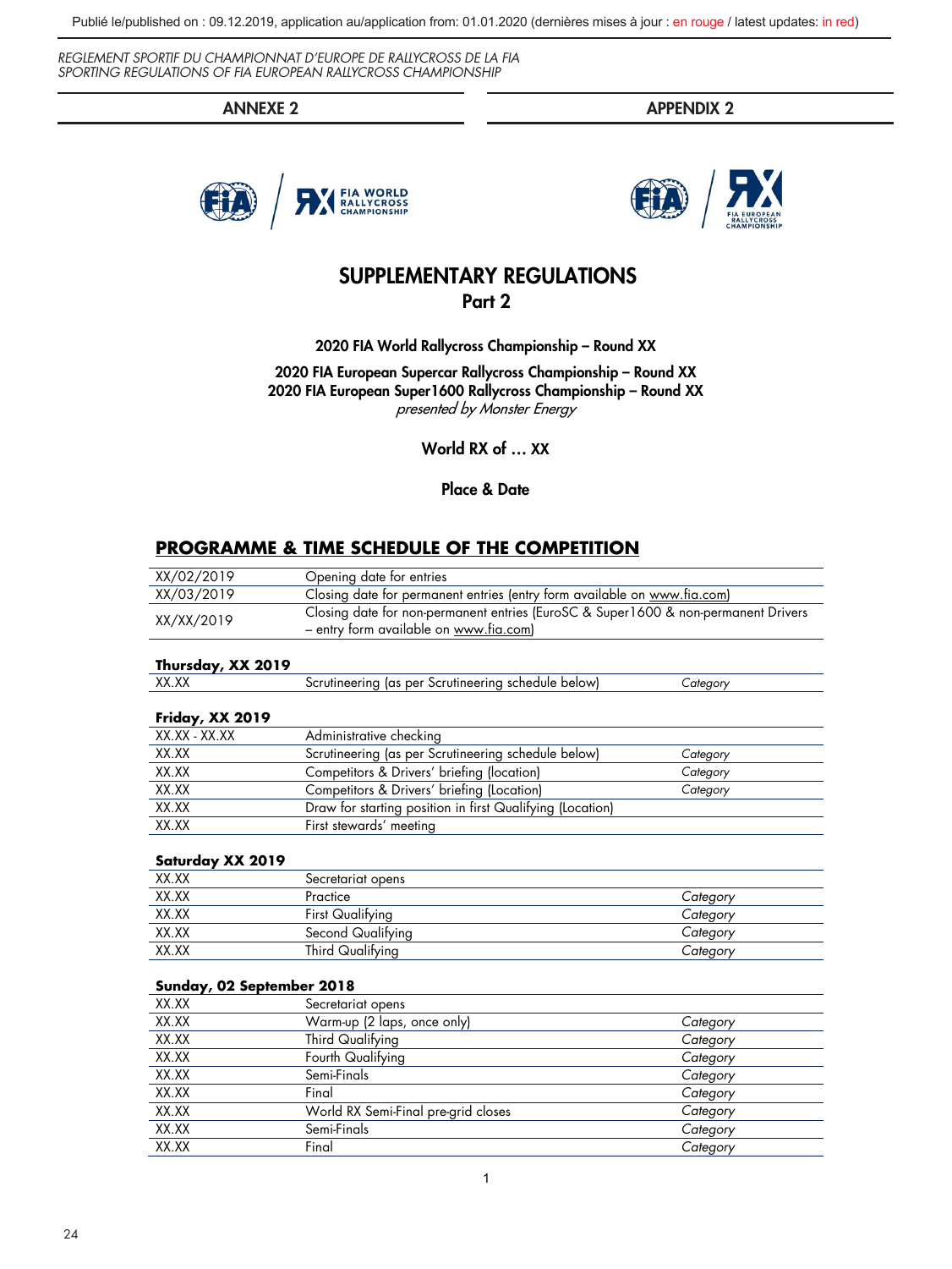REGLEMENT SPORTIF DU CHAMPIONNAT D'EUROPE DE RALLYCROSS DE LA FIA
SPORTING REGULATIONS OF FIA EUROPEAN RALLYCROSS CHAMPIONSHIP

| ANNEXE 2 | APPENDIX 2 |
|---|---|

# SUPPLEMENTARY REGULATIONS
## Part 2

**2020 FIA World Rallycross Championship – Round XX**

**2020 FIA European Supercar Rallycross Championship – Round XX**
**2020 FIA European Super1600 Rallycross Championship – Round XX**
*presented by Monster Energy*

**World RX of … XX**

**Place & Date**

## PROGRAMME & TIME SCHEDULE OF THE COMPETITION

| | |
|---|---|
| XX/02/2019 | Opening date for entries |
| XX/03/2019 | Closing date for permanent entries (entry form available on www.fia.com) |
| XX/XX/2019 | Closing date for non-permanent entries (EuroSC & Super1600 & non-permanent Drivers – entry form available on www.fia.com) |

**Thursday, XX 2019**

| | | |
|---|---|---|
| XX.XX | Scrutineering (as per Scrutineering schedule below) | *Category* |

**Friday, XX 2019**

| | | |
|---|---|---|
| XX.XX - XX.XX | Administrative checking | |
| XX.XX | Scrutineering (as per Scrutineering schedule below) | *Category* |
| XX.XX | Competitors & Drivers' briefing (location) | *Category* |
| XX.XX | Competitors & Drivers' briefing (Location) | *Category* |
| XX.XX | Draw for starting position in first Qualifying (Location) | |
| XX.XX | First stewards' meeting | |

**Saturday XX 2019**

| | | |
|---|---|---|
| XX.XX | Secretariat opens | |
| XX.XX | Practice | *Category* |
| XX.XX | First Qualifying | *Category* |
| XX.XX | Second Qualifying | *Category* |
| XX.XX | Third Qualifying | *Category* |

**Sunday, 02 September 2018**

| | | |
|---|---|---|
| XX.XX | Secretariat opens | |
| XX.XX | Warm-up (2 laps, once only) | *Category* |
| XX.XX | Third Qualifying | *Category* |
| XX.XX | Fourth Qualifying | *Category* |
| XX.XX | Semi-Finals | *Category* |
| XX.XX | Final | *Category* |
| XX.XX | World RX Semi-Final pre-grid closes | *Category* |
| XX.XX | Semi-Finals | *Category* |
| XX.XX | Final | *Category* |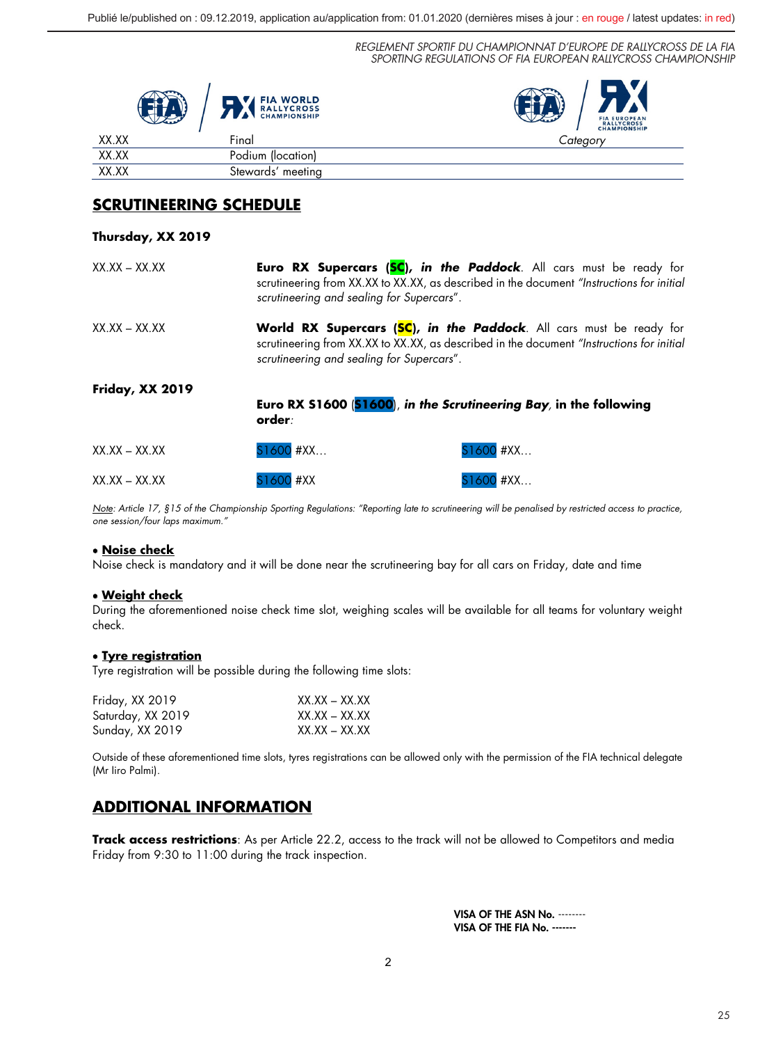Publié le/published on : 09.12.2019, application au/application from: 01.01.2020 (dernières mises à jour : en rouge / latest updates: in red)

*REGLEMENT SPORTIF DU CHAMPIONNAT D'EUROPE DE RALLYCROSS DE LA FIA*
*SPORTING REGULATIONS OF FIA EUROPEAN RALLYCROSS CHAMPIONSHIP*

| | | |
|---|---|---|
| XX.XX | Final | *Category* |
| XX.XX | Podium (location) | |
| XX.XX | Stewards' meeting | |

## SCRUTINEERING SCHEDULE

**Thursday, XX 2019**

XX.XX – XX.XX — **Euro RX Supercars (SC), *in the Paddock***. All cars must be ready for scrutineering from XX.XX to XX.XX, as described in the document *"Instructions for initial scrutineering and sealing for Supercars"*.

XX.XX – XX.XX — **World RX Supercars (SC), *in the Paddock***. All cars must be ready for scrutineering from XX.XX to XX.XX, as described in the document *"Instructions for initial scrutineering and sealing for Supercars"*.

**Friday, XX 2019**

**Euro RX S1600 (S1600), *in the Scrutineering Bay*, in the following order**:

| | | |
|---|---|---|
| XX.XX – XX.XX | S1600 #XX… | S1600 #XX… |
| XX.XX – XX.XX | S1600 #XX | S1600 #XX… |

*Note: Article 17, §15 of the Championship Sporting Regulations: "Reporting late to scrutineering will be penalised by restricted access to practice, one session/four laps maximum."*

- **Noise check**

Noise check is mandatory and it will be done near the scrutineering bay for all cars on Friday, date and time

- **Weight check**

During the aforementioned noise check time slot, weighing scales will be available for all teams for voluntary weight check.

- **Tyre registration**

Tyre registration will be possible during the following time slots:

| | |
|---|---|
| Friday, XX 2019 | XX.XX – XX.XX |
| Saturday, XX 2019 | XX.XX – XX.XX |
| Sunday, XX 2019 | XX.XX – XX.XX |

Outside of these aforementioned time slots, tyres registrations can be allowed only with the permission of the FIA technical delegate (Mr Iiro Palmi).

## ADDITIONAL INFORMATION

**Track access restrictions**: As per Article 22.2, access to the track will not be allowed to Competitors and media Friday from 9:30 to 11:00 during the track inspection.

**VISA OF THE ASN No.** --------
**VISA OF THE FIA No.** -------

2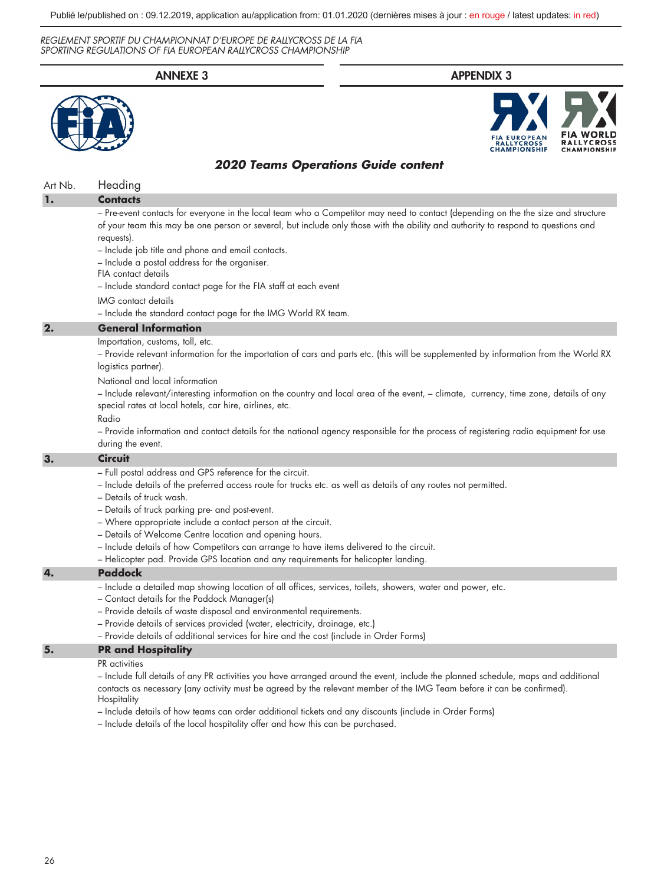ANNEXE 3 — APPENDIX 3

## 2020 Teams Operations Guide content

| Art Nb. | Heading |
|---|---|
| **1.** | **Contacts** |

– Pre-event contacts for everyone in the local team who a Competitor may need to contact (depending on the the size and structure of your team this may be one person or several, but include only those with the ability and authority to respond to questions and requests).
– Include job title and phone and email contacts.
– Include a postal address for the organiser.

FIA contact details
– Include standard contact page for the FIA staff at each event

IMG contact details
– Include the standard contact page for the IMG World RX team.

| | |
|---|---|
| **2.** | **General Information** |

Importation, customs, toll, etc.
– Provide relevant information for the importation of cars and parts etc. (this will be supplemented by information from the World RX logistics partner).

National and local information
– Include relevant/interesting information on the country and local area of the event, – climate, currency, time zone, details of any special rates at local hotels, car hire, airlines, etc.

Radio
– Provide information and contact details for the national agency responsible for the process of registering radio equipment for use during the event.

| | |
|---|---|
| **3.** | **Circuit** |

– Full postal address and GPS reference for the circuit.
– Include details of the preferred access route for trucks etc. as well as details of any routes not permitted.
– Details of truck wash.
– Details of truck parking pre- and post-event.
– Where appropriate include a contact person at the circuit.
– Details of Welcome Centre location and opening hours.
– Include details of how Competitors can arrange to have items delivered to the circuit.
– Helicopter pad. Provide GPS location and any requirements for helicopter landing.

| | |
|---|---|
| **4.** | **Paddock** |

– Include a detailed map showing location of all offices, services, toilets, showers, water and power, etc.
– Contact details for the Paddock Manager(s)
– Provide details of waste disposal and environmental requirements.
– Provide details of services provided (water, electricity, drainage, etc.)
– Provide details of additional services for hire and the cost (include in Order Forms)

| | |
|---|---|
| **5.** | **PR and Hospitality** |

PR activities
– Include full details of any PR activities you have arranged around the event, include the planned schedule, maps and additional contacts as necessary (any activity must be agreed by the relevant member of the IMG Team before it can be confirmed).

Hospitality
– Include details of how teams can order additional tickets and any discounts (include in Order Forms)
– Include details of the local hospitality offer and how this can be purchased.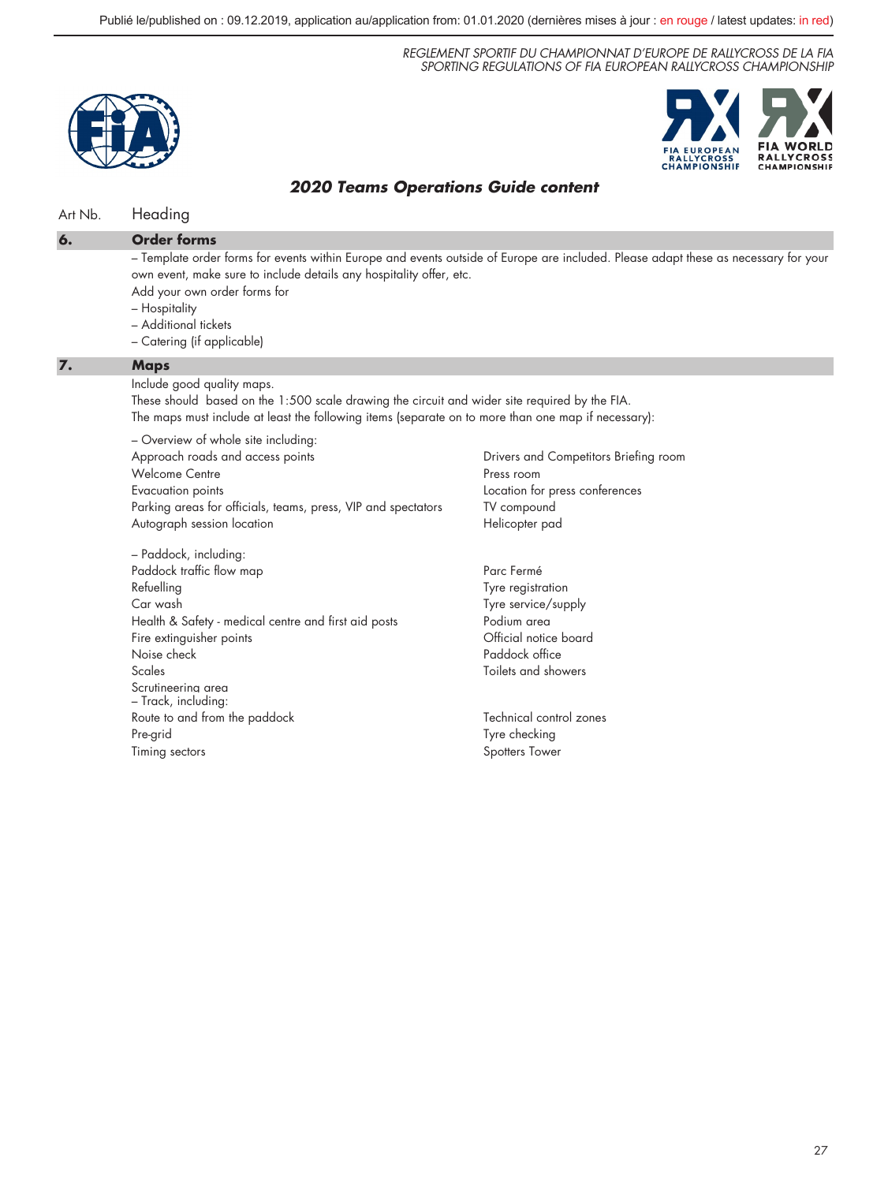## 2020 Teams Operations Guide content

| Art Nb. | Heading |
|---|---|

### 6. Order forms

– Template order forms for events within Europe and events outside of Europe are included. Please adapt these as necessary for your own event, make sure to include details any hospitality offer, etc.

Add your own order forms for

– Hospitality
– Additional tickets
– Catering (if applicable)

### 7. Maps

Include good quality maps.
These should based on the 1:500 scale drawing the circuit and wider site required by the FIA.
The maps must include at least the following items (separate on to more than one map if necessary):

– Overview of whole site including:

Approach roads and access points
Welcome Centre
Evacuation points
Parking areas for officials, teams, press, VIP and spectators
Autograph session location
Drivers and Competitors Briefing room
Press room
Location for press conferences
TV compound
Helicopter pad

– Paddock, including:

Paddock traffic flow map
Refuelling
Car wash
Health & Safety - medical centre and first aid posts
Fire extinguisher points
Noise check
Scales
Scrutineering area
Parc Fermé
Tyre registration
Tyre service/supply
Podium area
Official notice board
Paddock office
Toilets and showers

– Track, including:

Route to and from the paddock
Pre-grid
Timing sectors
Technical control zones
Tyre checking
Spotters Tower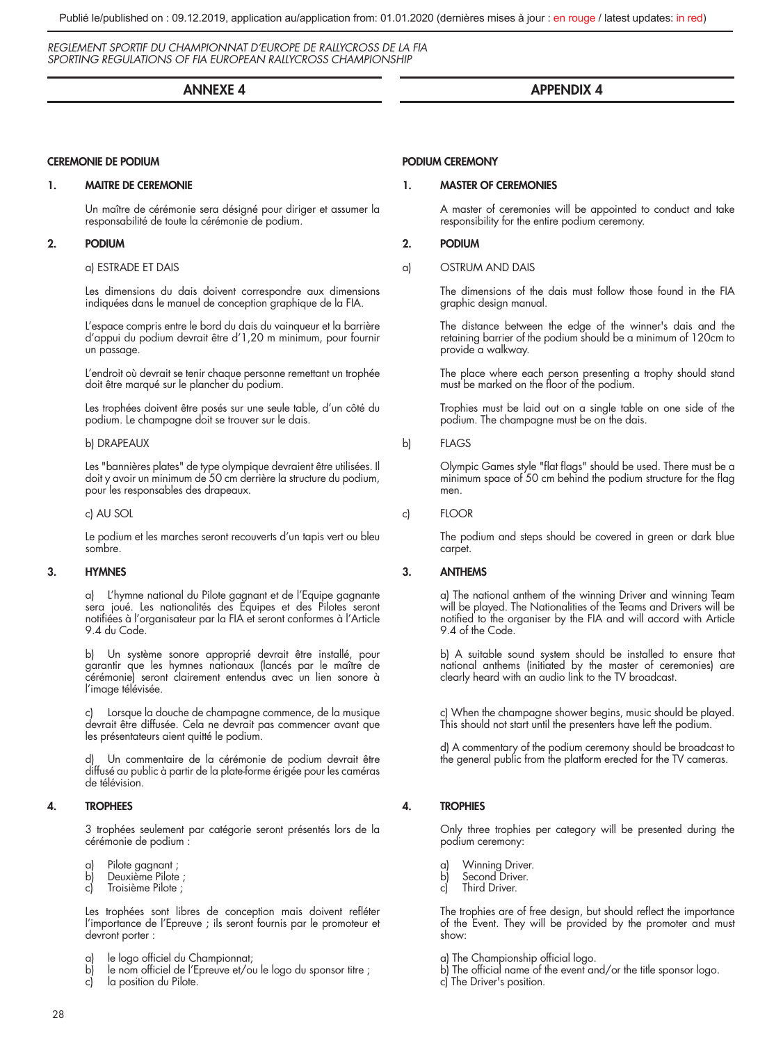*REGLEMENT SPORTIF DU CHAMPIONNAT D'EUROPE DE RALLYCROSS DE LA FIA*
*SPORTING REGULATIONS OF FIA EUROPEAN RALLYCROSS CHAMPIONSHIP*

# ANNEXE 4

## CEREMONIE DE PODIUM

### 1. MAITRE DE CEREMONIE

Un maître de cérémonie sera désigné pour diriger et assumer la responsabilité de toute la cérémonie de podium.

### 2. PODIUM

a) ESTRADE ET DAIS

Les dimensions du dais doivent correspondre aux dimensions indiquées dans le manuel de conception graphique de la FIA.

L'espace compris entre le bord du dais du vainqueur et la barrière d'appui du podium devrait être d'1,20 m minimum, pour fournir un passage.

L'endroit où devrait se tenir chaque personne remettant un trophée doit être marqué sur le plancher du podium.

Les trophées doivent être posés sur une seule table, d'un côté du podium. Le champagne doit se trouver sur le dais.

b) DRAPEAUX

Les "bannières plates" de type olympique devraient être utilisées. Il doit y avoir un minimum de 50 cm derrière la structure du podium, pour les responsables des drapeaux.

c) AU SOL

Le podium et les marches seront recouverts d'un tapis vert ou bleu sombre.

### 3. HYMNES

a) L'hymne national du Pilote gagnant et de l'Equipe gagnante sera joué. Les nationalités des Equipes et des Pilotes seront notifiées à l'organisateur par la FIA et seront conformes à l'Article 9.4 du Code.

b) Un système sonore approprié devrait être installé, pour garantir que les hymnes nationaux (lancés par le maître de cérémonie) seront clairement entendus avec un lien sonore à l'image télévisée.

c) Lorsque la douche de champagne commence, de la musique devrait être diffusée. Cela ne devrait pas commencer avant que les présentateurs aient quitté le podium.

d) Un commentaire de la cérémonie de podium devrait être diffusé au public à partir de la plate-forme érigée pour les caméras de télévision.

### 4. TROPHEES

3 trophées seulement par catégorie seront présentés lors de la cérémonie de podium :

a) Pilote gagnant ;
b) Deuxième Pilote ;
c) Troisième Pilote ;

Les trophées sont libres de conception mais doivent refléter l'importance de l'Epreuve ; ils seront fournis par le promoteur et devront porter :

a) le logo officiel du Championnat;
b) le nom officiel de l'Epreuve et/ou le logo du sponsor titre ;
c) la position du Pilote.

# APPENDIX 4

## PODIUM CEREMONY

### 1. MASTER OF CEREMONIES

A master of ceremonies will be appointed to conduct and take responsibility for the entire podium ceremony.

### 2. PODIUM

a) OSTRUM AND DAIS

The dimensions of the dais must follow those found in the FIA graphic design manual.

The distance between the edge of the winner's dais and the retaining barrier of the podium should be a minimum of 120cm to provide a walkway.

The place where each person presenting a trophy should stand must be marked on the floor of the podium.

Trophies must be laid out on a single table on one side of the podium. The champagne must be on the dais.

b) FLAGS

Olympic Games style "flat flags" should be used. There must be a minimum space of 50 cm behind the podium structure for the flag men.

c) FLOOR

The podium and steps should be covered in green or dark blue carpet.

### 3. ANTHEMS

a) The national anthem of the winning Driver and winning Team will be played. The Nationalities of the Teams and Drivers will be notified to the organiser by the FIA and will accord with Article 9.4 of the Code.

b) A suitable sound system should be installed to ensure that national anthems (initiated by the master of ceremonies) are clearly heard with an audio link to the TV broadcast.

c) When the champagne shower begins, music should be played. This should not start until the presenters have left the podium.

d) A commentary of the podium ceremony should be broadcast to the general public from the platform erected for the TV cameras.

### 4. TROPHIES

Only three trophies per category will be presented during the podium ceremony:

a) Winning Driver.
b) Second Driver.
c) Third Driver.

The trophies are of free design, but should reflect the importance of the Event. They will be provided by the promoter and must show:

a) The Championship official logo.
b) The official name of the event and/or the title sponsor logo.
c) The Driver's position.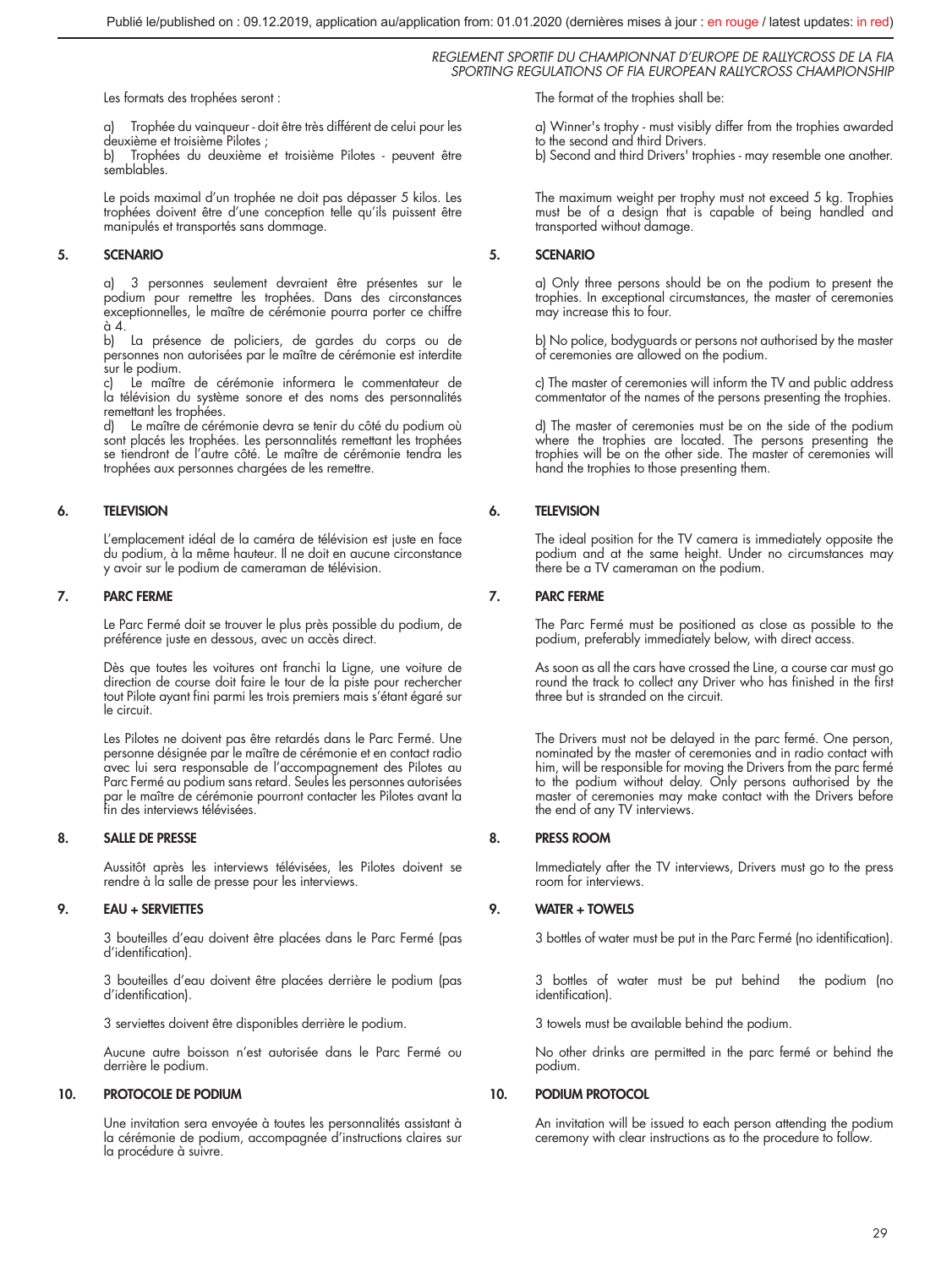Les formats des trophées seront :

a) Trophée du vainqueur - doit être très différent de celui pour les deuxième et troisième Pilotes ;
b) Trophées du deuxième et troisième Pilotes - peuvent être semblables.

Le poids maximal d'un trophée ne doit pas dépasser 5 kilos. Les trophées doivent être d'une conception telle qu'ils puissent être manipulés et transportés sans dommage.

## 5. SCENARIO

a) 3 personnes seulement devraient être présentes sur le podium pour remettre les trophées. Dans des circonstances exceptionnelles, le maître de cérémonie pourra porter ce chiffre à 4.
b) La présence de policiers, de gardes du corps ou de personnes non autorisées par le maître de cérémonie est interdite sur le podium.
c) Le maître de cérémonie informera le commentateur de la télévision du système sonore et des noms des personnalités remettant les trophées.
d) Le maître de cérémonie devra se tenir du côté du podium où sont placés les trophées. Les personnalités remettant les trophées se tiendront de l'autre côté. Le maître de cérémonie tendra les trophées aux personnes chargées de les remettre.

## 6. TELEVISION

L'emplacement idéal de la caméra de télévision est juste en face du podium, à la même hauteur. Il ne doit en aucune circonstance y avoir sur le podium de cameraman de télévision.

## 7. PARC FERME

Le Parc Fermé doit se trouver le plus près possible du podium, de préférence juste en dessous, avec un accès direct.

Dès que toutes les voitures ont franchi la Ligne, une voiture de direction de course doit faire le tour de la piste pour rechercher tout Pilote ayant fini parmi les trois premiers mais s'étant égaré sur le circuit.

Les Pilotes ne doivent pas être retardés dans le Parc Fermé. Une personne désignée par le maître de cérémonie et en contact radio avec lui sera responsable de l'accompagnement des Pilotes au Parc Fermé au podium sans retard. Seules les personnes autorisées par le maître de cérémonie pourront contacter les Pilotes avant la fin des interviews télévisées.

## 8. SALLE DE PRESSE

Aussitôt après les interviews télévisées, les Pilotes doivent se rendre à la salle de presse pour les interviews.

## 9. EAU + SERVIETTES

3 bouteilles d'eau doivent être placées dans le Parc Fermé (pas d'identification).

3 bouteilles d'eau doivent être placées derrière le podium (pas d'identification).

3 serviettes doivent être disponibles derrière le podium.

Aucune autre boisson n'est autorisée dans le Parc Fermé ou derrière le podium.

## 10. PROTOCOLE DE PODIUM

Une invitation sera envoyée à toutes les personnalités assistant à la cérémonie de podium, accompagnée d'instructions claires sur la procédure à suivre.

---

The format of the trophies shall be:

a) Winner's trophy - must visibly differ from the trophies awarded to the second and third Drivers.
b) Second and third Drivers' trophies - may resemble one another.

The maximum weight per trophy must not exceed 5 kg. Trophies must be of a design that is capable of being handled and transported without damage.

## 5. SCENARIO

a) Only three persons should be on the podium to present the trophies. In exceptional circumstances, the master of ceremonies may increase this to four.

b) No police, bodyguards or persons not authorised by the master of ceremonies are allowed on the podium.

c) The master of ceremonies will inform the TV and public address commentator of the names of the persons presenting the trophies.

d) The master of ceremonies must be on the side of the podium where the trophies are located. The persons presenting the trophies will be on the other side. The master of ceremonies will hand the trophies to those presenting them.

## 6. TELEVISION

The ideal position for the TV camera is immediately opposite the podium and at the same height. Under no circumstances may there be a TV cameraman on the podium.

## 7. PARC FERME

The Parc Fermé must be positioned as close as possible to the podium, preferably immediately below, with direct access.

As soon as all the cars have crossed the Line, a course car must go round the track to collect any Driver who has finished in the first three but is stranded on the circuit.

The Drivers must not be delayed in the parc fermé. One person, nominated by the master of ceremonies and in radio contact with him, will be responsible for moving the Drivers from the parc fermé to the podium without delay. Only persons authorised by the master of ceremonies may make contact with the Drivers before the end of any TV interviews.

## 8. PRESS ROOM

Immediately after the TV interviews, Drivers must go to the press room for interviews.

## 9. WATER + TOWELS

3 bottles of water must be put in the Parc Fermé (no identification).

3 bottles of water must be put behind the podium (no identification).

3 towels must be available behind the podium.

No other drinks are permitted in the parc fermé or behind the podium.

## 10. PODIUM PROTOCOL

An invitation will be issued to each person attending the podium ceremony with clear instructions as to the procedure to follow.